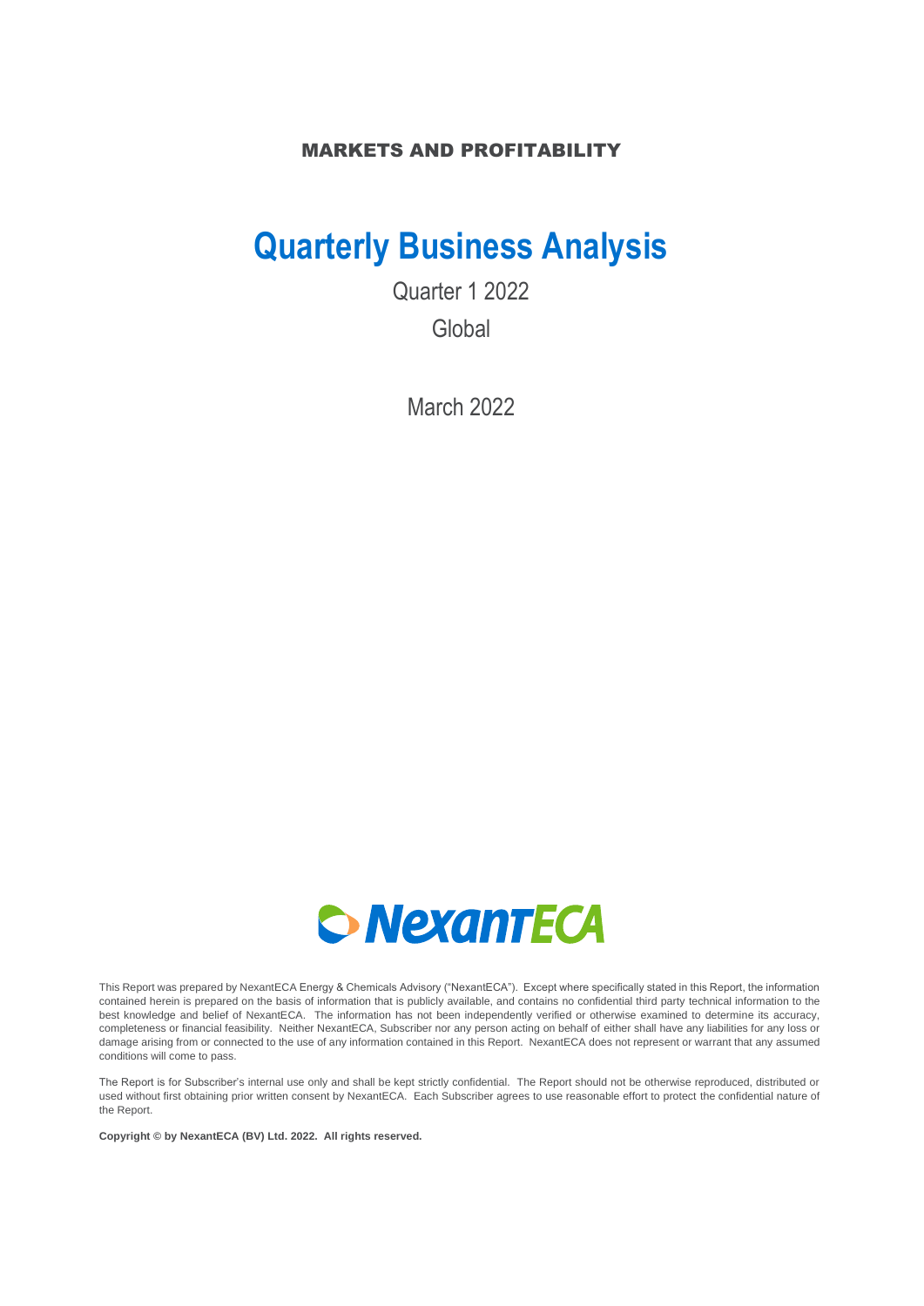MARKETS AND PROFITABILITY

# Quarterly Business Analysis

Quarter 1 2022

Global

March 2022

NexantECA

This Report was prepared by NexantECA Energy & Chemicals Advisory ("NexantECA"). Except where specifically stated in this Report, the information contained herein is prepared on the basis of information that is publicly available, and contains no confidential third party technical information to the best knowledge and belief of NexantECA. The information has not been independently verified or otherwise examined to determine its accuracy, completeness or financial feasibility. Neither NexantECA, Subscriber nor any person acting on behalf of either shall have any liabilities for any loss or damage arising from or connected to the use of any information contained in this Report. NexantECA does not represent or warrant that any assumed conditions will come to pass.

The Report is for Subscriber's internal use only and shall be kept strictly confidential. The Report should not be otherwise reproduced, distributed or used without first obtaining prior written consent by NexantECA. Each Subscriber agrees to use reasonable effort to protect the confidential nature of the Report.

**Copyright © by NexantECA (BV) Ltd. 2022. All rights reserved.**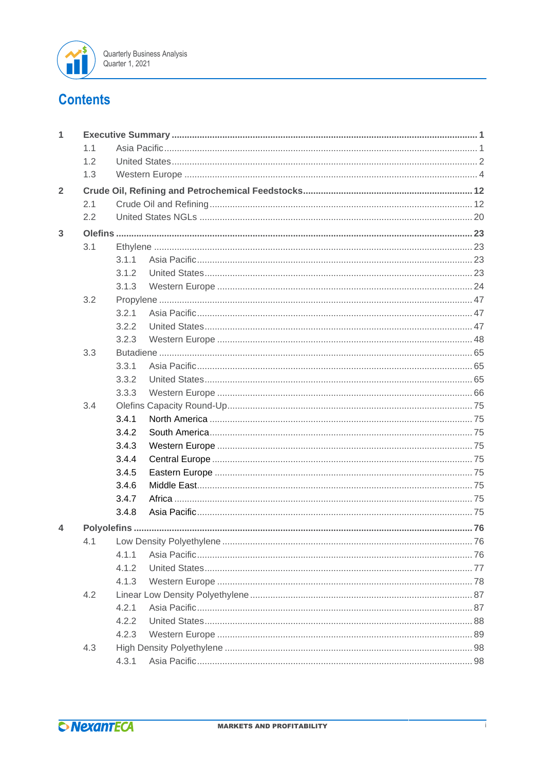# Contents

1 **Executive Summary** .......... **1**
- 1.1 Asia Pacific .......... 1
- 1.2 United States .......... 2
- 1.3 Western Europe .......... 4

2 **Crude Oil, Refining and Petrochemical Feedstocks** .......... **12**
- 2.1 Crude Oil and Refining .......... 12
- 2.2 United States NGLs .......... 20

3 **Olefins** .......... **23**
- 3.1 Ethylene .......... 23
  - 3.1.1 Asia Pacific .......... 23
  - 3.1.2 United States .......... 23
  - 3.1.3 Western Europe .......... 24
- 3.2 Propylene .......... 47
  - 3.2.1 Asia Pacific .......... 47
  - 3.2.2 United States .......... 47
  - 3.2.3 Western Europe .......... 48
- 3.3 Butadiene .......... 65
  - 3.3.1 Asia Pacific .......... 65
  - 3.3.2 United States .......... 65
  - 3.3.3 Western Europe .......... 66
- 3.4 Olefins Capacity Round-Up .......... 75
  - 3.4.1 North America .......... 75
  - 3.4.2 South America .......... 75
  - 3.4.3 Western Europe .......... 75
  - 3.4.4 Central Europe .......... 75
  - 3.4.5 Eastern Europe .......... 75
  - 3.4.6 Middle East .......... 75
  - 3.4.7 Africa .......... 75
  - 3.4.8 Asia Pacific .......... 75

4 **Polyolefins** .......... **76**
- 4.1 Low Density Polyethylene .......... 76
  - 4.1.1 Asia Pacific .......... 76
  - 4.1.2 United States .......... 77
  - 4.1.3 Western Europe .......... 78
- 4.2 Linear Low Density Polyethylene .......... 87
  - 4.2.1 Asia Pacific .......... 87
  - 4.2.2 United States .......... 88
  - 4.2.3 Western Europe .......... 89
- 4.3 High Density Polyethylene .......... 98
  - 4.3.1 Asia Pacific .......... 98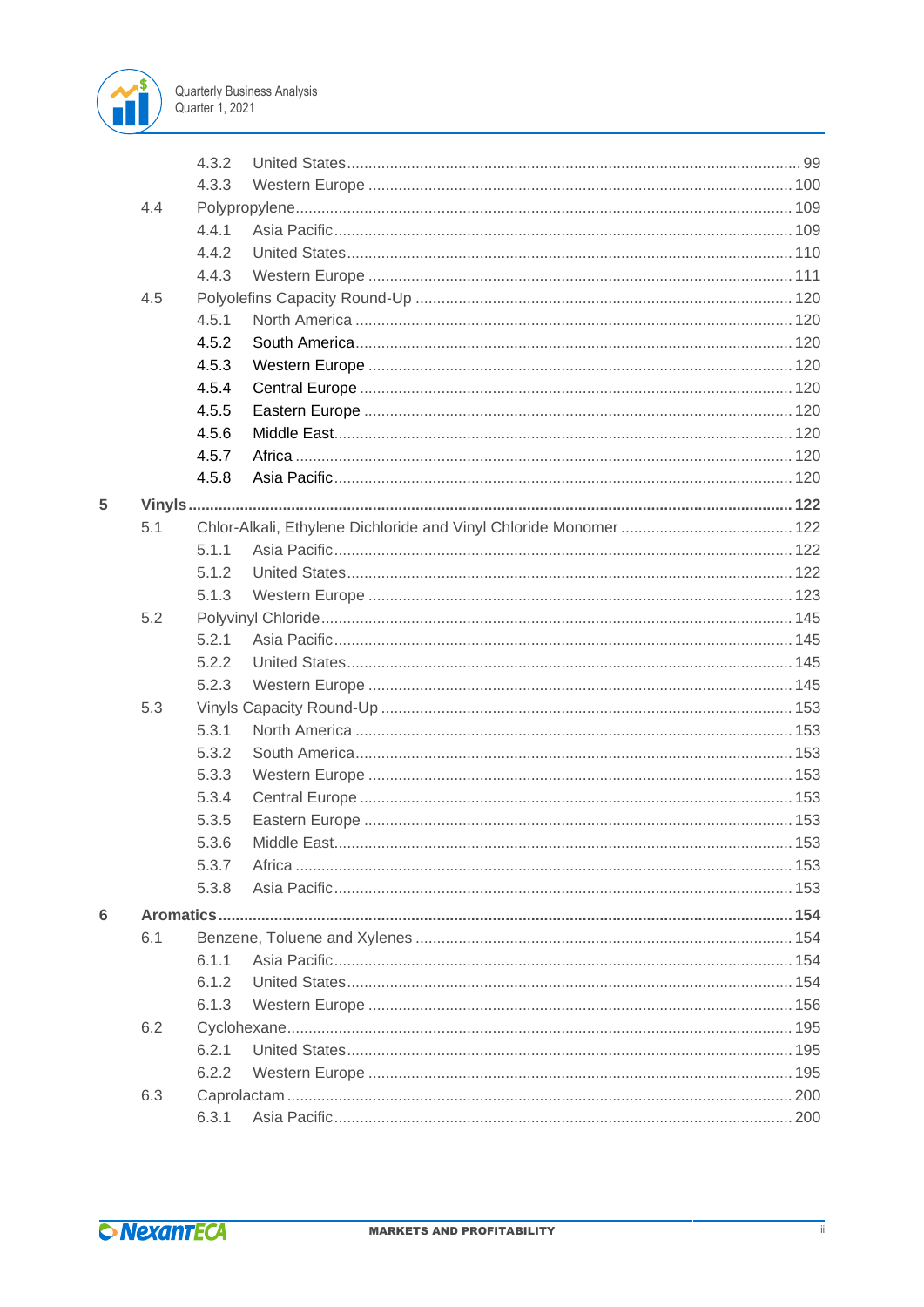- 4.3.2 United States ........ 99
- 4.3.3 Western Europe ........ 100
- 4.4 Polypropylene ........ 109
  - 4.4.1 Asia Pacific ........ 109
  - 4.4.2 United States ........ 110
  - 4.4.3 Western Europe ........ 111
- 4.5 Polyolefins Capacity Round-Up ........ 120
  - 4.5.1 North America ........ 120
  - 4.5.2 South America ........ 120
  - 4.5.3 Western Europe ........ 120
  - 4.5.4 Central Europe ........ 120
  - 4.5.5 Eastern Europe ........ 120
  - 4.5.6 Middle East ........ 120
  - 4.5.7 Africa ........ 120
  - 4.5.8 Asia Pacific ........ 120

**5 Vinyls ........ 122**

- 5.1 Chlor-Alkali, Ethylene Dichloride and Vinyl Chloride Monomer ........ 122
  - 5.1.1 Asia Pacific ........ 122
  - 5.1.2 United States ........ 122
  - 5.1.3 Western Europe ........ 123
- 5.2 Polyvinyl Chloride ........ 145
  - 5.2.1 Asia Pacific ........ 145
  - 5.2.2 United States ........ 145
  - 5.2.3 Western Europe ........ 145
- 5.3 Vinyls Capacity Round-Up ........ 153
  - 5.3.1 North America ........ 153
  - 5.3.2 South America ........ 153
  - 5.3.3 Western Europe ........ 153
  - 5.3.4 Central Europe ........ 153
  - 5.3.5 Eastern Europe ........ 153
  - 5.3.6 Middle East ........ 153
  - 5.3.7 Africa ........ 153
  - 5.3.8 Asia Pacific ........ 153

**6 Aromatics ........ 154**

- 6.1 Benzene, Toluene and Xylenes ........ 154
  - 6.1.1 Asia Pacific ........ 154
  - 6.1.2 United States ........ 154
  - 6.1.3 Western Europe ........ 156
- 6.2 Cyclohexane ........ 195
  - 6.2.1 United States ........ 195
  - 6.2.2 Western Europe ........ 195
- 6.3 Caprolactam ........ 200
  - 6.3.1 Asia Pacific ........ 200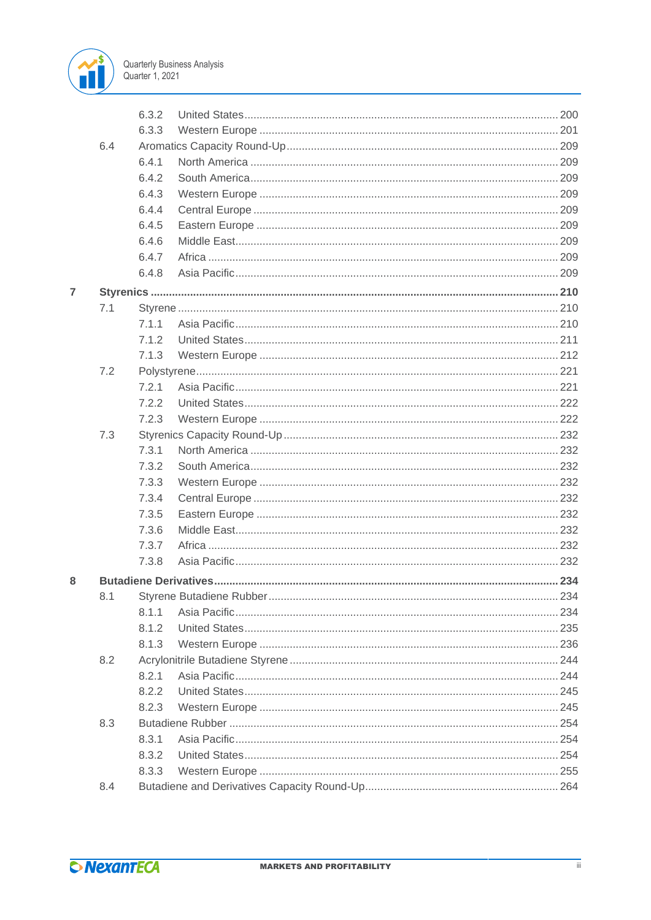6.3.2 United States ..... 200
6.3.3 Western Europe ..... 201
6.4 Aromatics Capacity Round-Up ..... 209
6.4.1 North America ..... 209
6.4.2 South America ..... 209
6.4.3 Western Europe ..... 209
6.4.4 Central Europe ..... 209
6.4.5 Eastern Europe ..... 209
6.4.6 Middle East ..... 209
6.4.7 Africa ..... 209
6.4.8 Asia Pacific ..... 209

**7 Styrenics ..... 210**

7.1 Styrene ..... 210
7.1.1 Asia Pacific ..... 210
7.1.2 United States ..... 211
7.1.3 Western Europe ..... 212
7.2 Polystyrene ..... 221
7.2.1 Asia Pacific ..... 221
7.2.2 United States ..... 222
7.2.3 Western Europe ..... 222
7.3 Styrenics Capacity Round-Up ..... 232
7.3.1 North America ..... 232
7.3.2 South America ..... 232
7.3.3 Western Europe ..... 232
7.3.4 Central Europe ..... 232
7.3.5 Eastern Europe ..... 232
7.3.6 Middle East ..... 232
7.3.7 Africa ..... 232
7.3.8 Asia Pacific ..... 232

**8 Butadiene Derivatives ..... 234**

8.1 Styrene Butadiene Rubber ..... 234
8.1.1 Asia Pacific ..... 234
8.1.2 United States ..... 235
8.1.3 Western Europe ..... 236
8.2 Acrylonitrile Butadiene Styrene ..... 244
8.2.1 Asia Pacific ..... 244
8.2.2 United States ..... 245
8.2.3 Western Europe ..... 245
8.3 Butadiene Rubber ..... 254
8.3.1 Asia Pacific ..... 254
8.3.2 United States ..... 254
8.3.3 Western Europe ..... 255
8.4 Butadiene and Derivatives Capacity Round-Up ..... 264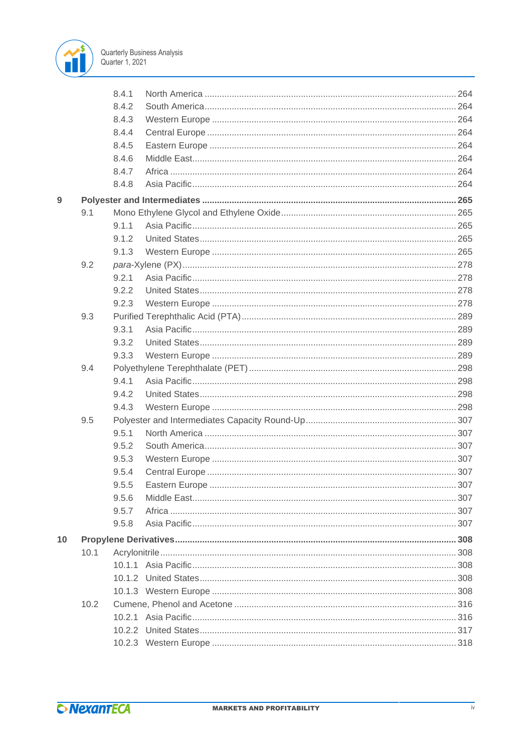- 8.4.1 North America ..... 264
- 8.4.2 South America ..... 264
- 8.4.3 Western Europe ..... 264
- 8.4.4 Central Europe ..... 264
- 8.4.5 Eastern Europe ..... 264
- 8.4.6 Middle East ..... 264
- 8.4.7 Africa ..... 264
- 8.4.8 Asia Pacific ..... 264

**9 Polyester and Intermediates ..... 265**

- 9.1 Mono Ethylene Glycol and Ethylene Oxide ..... 265
  - 9.1.1 Asia Pacific ..... 265
  - 9.1.2 United States ..... 265
  - 9.1.3 Western Europe ..... 265
- 9.2 *para*-Xylene (PX) ..... 278
  - 9.2.1 Asia Pacific ..... 278
  - 9.2.2 United States ..... 278
  - 9.2.3 Western Europe ..... 278
- 9.3 Purified Terephthalic Acid (PTA) ..... 289
  - 9.3.1 Asia Pacific ..... 289
  - 9.3.2 United States ..... 289
  - 9.3.3 Western Europe ..... 289
- 9.4 Polyethylene Terephthalate (PET) ..... 298
  - 9.4.1 Asia Pacific ..... 298
  - 9.4.2 United States ..... 298
  - 9.4.3 Western Europe ..... 298
- 9.5 Polyester and Intermediates Capacity Round-Up ..... 307
  - 9.5.1 North America ..... 307
  - 9.5.2 South America ..... 307
  - 9.5.3 Western Europe ..... 307
  - 9.5.4 Central Europe ..... 307
  - 9.5.5 Eastern Europe ..... 307
  - 9.5.6 Middle East ..... 307
  - 9.5.7 Africa ..... 307
  - 9.5.8 Asia Pacific ..... 307

**10 Propylene Derivatives ..... 308**

- 10.1 Acrylonitrile ..... 308
  - 10.1.1 Asia Pacific ..... 308
  - 10.1.2 United States ..... 308
  - 10.1.3 Western Europe ..... 308
- 10.2 Cumene, Phenol and Acetone ..... 316
  - 10.2.1 Asia Pacific ..... 316
  - 10.2.2 United States ..... 317
  - 10.2.3 Western Europe ..... 318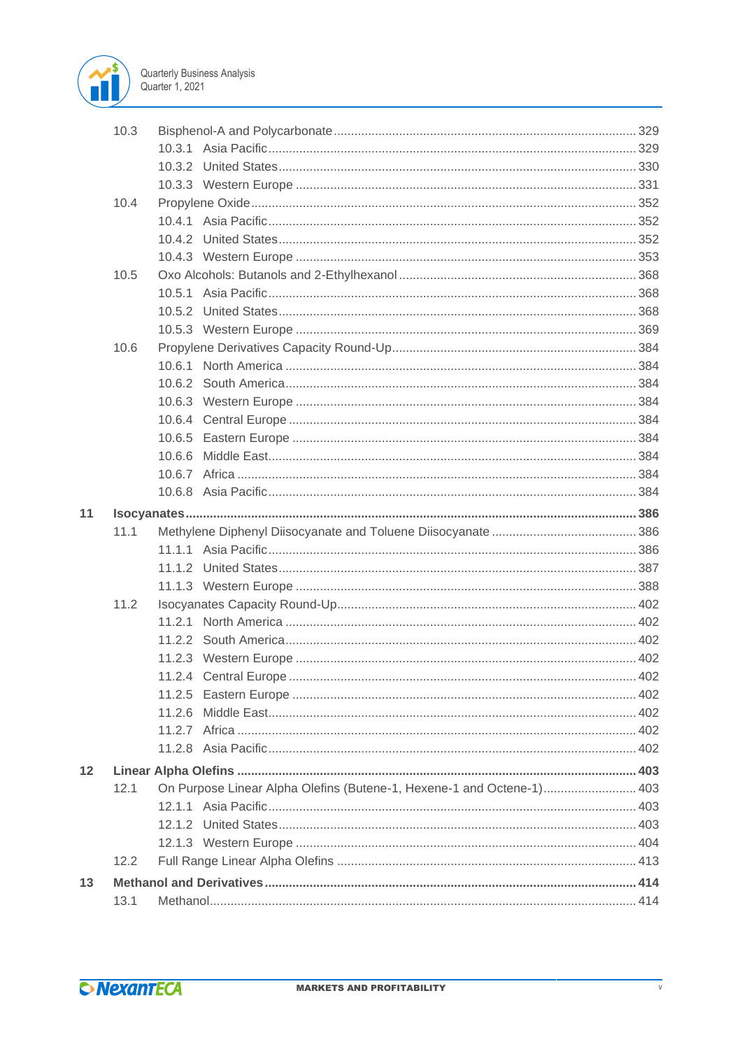10.3 Bisphenol-A and Polycarbonate ... 329
- 10.3.1 Asia Pacific ... 329
- 10.3.2 United States ... 330
- 10.3.3 Western Europe ... 331

10.4 Propylene Oxide ... 352
- 10.4.1 Asia Pacific ... 352
- 10.4.2 United States ... 352
- 10.4.3 Western Europe ... 353

10.5 Oxo Alcohols: Butanols and 2-Ethylhexanol ... 368
- 10.5.1 Asia Pacific ... 368
- 10.5.2 United States ... 368
- 10.5.3 Western Europe ... 369

10.6 Propylene Derivatives Capacity Round-Up ... 384
- 10.6.1 North America ... 384
- 10.6.2 South America ... 384
- 10.6.3 Western Europe ... 384
- 10.6.4 Central Europe ... 384
- 10.6.5 Eastern Europe ... 384
- 10.6.6 Middle East ... 384
- 10.6.7 Africa ... 384
- 10.6.8 Asia Pacific ... 384

**11 Isocyanates ... 386**

11.1 Methylene Diphenyl Diisocyanate and Toluene Diisocyanate ... 386
- 11.1.1 Asia Pacific ... 386
- 11.1.2 United States ... 387
- 11.1.3 Western Europe ... 388

11.2 Isocyanates Capacity Round-Up ... 402
- 11.2.1 North America ... 402
- 11.2.2 South America ... 402
- 11.2.3 Western Europe ... 402
- 11.2.4 Central Europe ... 402
- 11.2.5 Eastern Europe ... 402
- 11.2.6 Middle East ... 402
- 11.2.7 Africa ... 402
- 11.2.8 Asia Pacific ... 402

**12 Linear Alpha Olefins ... 403**

12.1 On Purpose Linear Alpha Olefins (Butene-1, Hexene-1 and Octene-1) ... 403
- 12.1.1 Asia Pacific ... 403
- 12.1.2 United States ... 403
- 12.1.3 Western Europe ... 404

12.2 Full Range Linear Alpha Olefins ... 413

**13 Methanol and Derivatives ... 414**

13.1 Methanol ... 414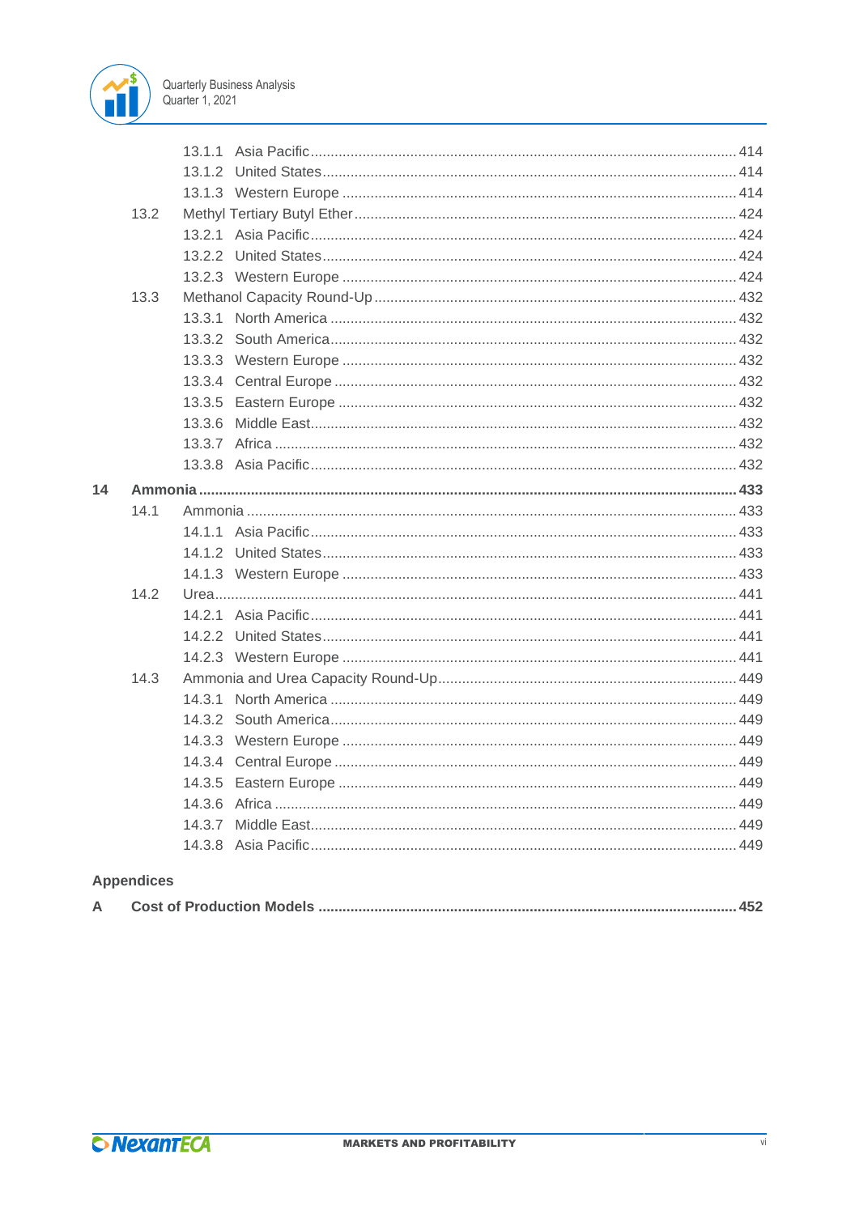| | | |
|---|---|---|
| | 13.1.1 Asia Pacific | 414 |
| | 13.1.2 United States | 414 |
| | 13.1.3 Western Europe | 414 |
| 13.2 | Methyl Tertiary Butyl Ether | 424 |
| | 13.2.1 Asia Pacific | 424 |
| | 13.2.2 United States | 424 |
| | 13.2.3 Western Europe | 424 |
| 13.3 | Methanol Capacity Round-Up | 432 |
| | 13.3.1 North America | 432 |
| | 13.3.2 South America | 432 |
| | 13.3.3 Western Europe | 432 |
| | 13.3.4 Central Europe | 432 |
| | 13.3.5 Eastern Europe | 432 |
| | 13.3.6 Middle East | 432 |
| | 13.3.7 Africa | 432 |
| | 13.3.8 Asia Pacific | 432 |
| **14** | **Ammonia** | **433** |
| 14.1 | Ammonia | 433 |
| | 14.1.1 Asia Pacific | 433 |
| | 14.1.2 United States | 433 |
| | 14.1.3 Western Europe | 433 |
| 14.2 | Urea | 441 |
| | 14.2.1 Asia Pacific | 441 |
| | 14.2.2 United States | 441 |
| | 14.2.3 Western Europe | 441 |
| 14.3 | Ammonia and Urea Capacity Round-Up | 449 |
| | 14.3.1 North America | 449 |
| | 14.3.2 South America | 449 |
| | 14.3.3 Western Europe | 449 |
| | 14.3.4 Central Europe | 449 |
| | 14.3.5 Eastern Europe | 449 |
| | 14.3.6 Africa | 449 |
| | 14.3.7 Middle East | 449 |
| | 14.3.8 Asia Pacific | 449 |

**Appendices**

| | | |
|---|---|---|
| **A** | **Cost of Production Models** | **452** |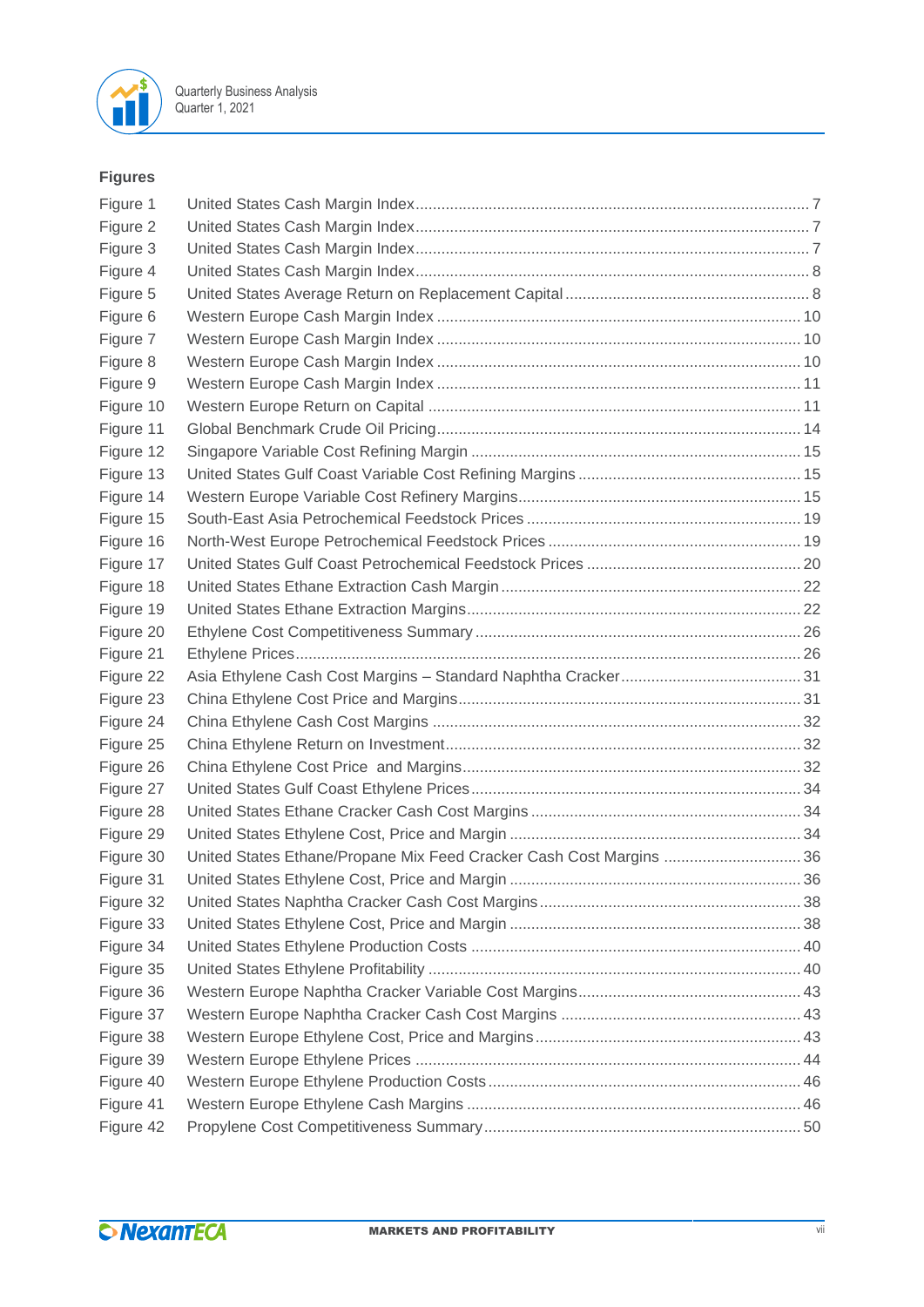### Figures

| | | |
|---|---|---|
| Figure 1 | United States Cash Margin Index | 7 |
| Figure 2 | United States Cash Margin Index | 7 |
| Figure 3 | United States Cash Margin Index | 7 |
| Figure 4 | United States Cash Margin Index | 8 |
| Figure 5 | United States Average Return on Replacement Capital | 8 |
| Figure 6 | Western Europe Cash Margin Index | 10 |
| Figure 7 | Western Europe Cash Margin Index | 10 |
| Figure 8 | Western Europe Cash Margin Index | 10 |
| Figure 9 | Western Europe Cash Margin Index | 11 |
| Figure 10 | Western Europe Return on Capital | 11 |
| Figure 11 | Global Benchmark Crude Oil Pricing | 14 |
| Figure 12 | Singapore Variable Cost Refining Margin | 15 |
| Figure 13 | United States Gulf Coast Variable Cost Refining Margins | 15 |
| Figure 14 | Western Europe Variable Cost Refinery Margins | 15 |
| Figure 15 | South-East Asia Petrochemical Feedstock Prices | 19 |
| Figure 16 | North-West Europe Petrochemical Feedstock Prices | 19 |
| Figure 17 | United States Gulf Coast Petrochemical Feedstock Prices | 20 |
| Figure 18 | United States Ethane Extraction Cash Margin | 22 |
| Figure 19 | United States Ethane Extraction Margins | 22 |
| Figure 20 | Ethylene Cost Competitiveness Summary | 26 |
| Figure 21 | Ethylene Prices | 26 |
| Figure 22 | Asia Ethylene Cash Cost Margins – Standard Naphtha Cracker | 31 |
| Figure 23 | China Ethylene Cost Price and Margins | 31 |
| Figure 24 | China Ethylene Cash Cost Margins | 32 |
| Figure 25 | China Ethylene Return on Investment | 32 |
| Figure 26 | China Ethylene Cost Price and Margins | 32 |
| Figure 27 | United States Gulf Coast Ethylene Prices | 34 |
| Figure 28 | United States Ethane Cracker Cash Cost Margins | 34 |
| Figure 29 | United States Ethylene Cost, Price and Margin | 34 |
| Figure 30 | United States Ethane/Propane Mix Feed Cracker Cash Cost Margins | 36 |
| Figure 31 | United States Ethylene Cost, Price and Margin | 36 |
| Figure 32 | United States Naphtha Cracker Cash Cost Margins | 38 |
| Figure 33 | United States Ethylene Cost, Price and Margin | 38 |
| Figure 34 | United States Ethylene Production Costs | 40 |
| Figure 35 | United States Ethylene Profitability | 40 |
| Figure 36 | Western Europe Naphtha Cracker Variable Cost Margins | 43 |
| Figure 37 | Western Europe Naphtha Cracker Cash Cost Margins | 43 |
| Figure 38 | Western Europe Ethylene Cost, Price and Margins | 43 |
| Figure 39 | Western Europe Ethylene Prices | 44 |
| Figure 40 | Western Europe Ethylene Production Costs | 46 |
| Figure 41 | Western Europe Ethylene Cash Margins | 46 |
| Figure 42 | Propylene Cost Competitiveness Summary | 50 |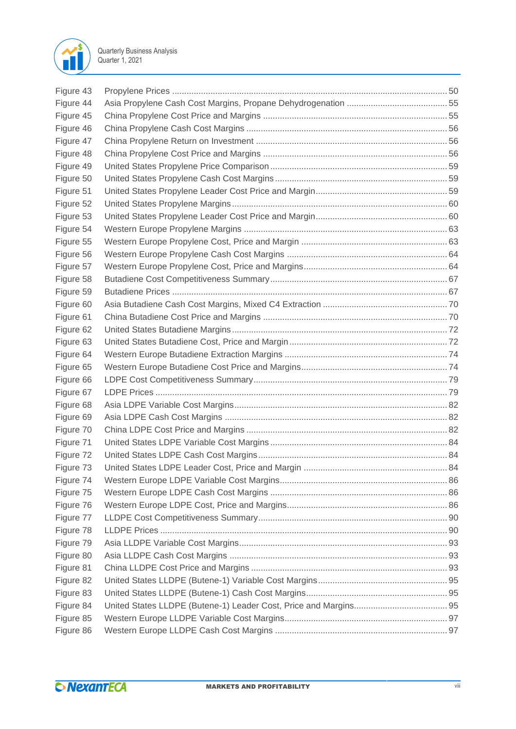| | | |
|---|---|---|
| Figure 43 | Propylene Prices | 50 |
| Figure 44 | Asia Propylene Cash Cost Margins, Propane Dehydrogenation | 55 |
| Figure 45 | China Propylene Cost Price and Margins | 55 |
| Figure 46 | China Propylene Cash Cost Margins | 56 |
| Figure 47 | China Propylene Return on Investment | 56 |
| Figure 48 | China Propylene Cost Price and Margins | 56 |
| Figure 49 | United States Propylene Price Comparison | 59 |
| Figure 50 | United States Propylene Cash Cost Margins | 59 |
| Figure 51 | United States Propylene Leader Cost Price and Margin | 59 |
| Figure 52 | United States Propylene Margins | 60 |
| Figure 53 | United States Propylene Leader Cost Price and Margin | 60 |
| Figure 54 | Western Europe Propylene Margins | 63 |
| Figure 55 | Western Europe Propylene Cost, Price and Margin | 63 |
| Figure 56 | Western Europe Propylene Cash Cost Margins | 64 |
| Figure 57 | Western Europe Propylene Cost, Price and Margins | 64 |
| Figure 58 | Butadiene Cost Competitiveness Summary | 67 |
| Figure 59 | Butadiene Prices | 67 |
| Figure 60 | Asia Butadiene Cash Cost Margins, Mixed C4 Extraction | 70 |
| Figure 61 | China Butadiene Cost Price and Margins | 70 |
| Figure 62 | United States Butadiene Margins | 72 |
| Figure 63 | United States Butadiene Cost, Price and Margin | 72 |
| Figure 64 | Western Europe Butadiene Extraction Margins | 74 |
| Figure 65 | Western Europe Butadiene Cost Price and Margins | 74 |
| Figure 66 | LDPE Cost Competitiveness Summary | 79 |
| Figure 67 | LDPE Prices | 79 |
| Figure 68 | Asia LDPE Variable Cost Margins | 82 |
| Figure 69 | Asia LDPE Cash Cost Margins | 82 |
| Figure 70 | China LDPE Cost Price and Margins | 82 |
| Figure 71 | United States LDPE Variable Cost Margins | 84 |
| Figure 72 | United States LDPE Cash Cost Margins | 84 |
| Figure 73 | United States LDPE Leader Cost, Price and Margin | 84 |
| Figure 74 | Western Europe LDPE Variable Cost Margins | 86 |
| Figure 75 | Western Europe LDPE Cash Cost Margins | 86 |
| Figure 76 | Western Europe LDPE Cost, Price and Margins | 86 |
| Figure 77 | LLDPE Cost Competitiveness Summary | 90 |
| Figure 78 | LLDPE Prices | 90 |
| Figure 79 | Asia LLDPE Variable Cost Margins | 93 |
| Figure 80 | Asia LLDPE Cash Cost Margins | 93 |
| Figure 81 | China LLDPE Cost Price and Margins | 93 |
| Figure 82 | United States LLDPE (Butene-1) Variable Cost Margins | 95 |
| Figure 83 | United States LLDPE (Butene-1) Cash Cost Margins | 95 |
| Figure 84 | United States LLDPE (Butene-1) Leader Cost, Price and Margins | 95 |
| Figure 85 | Western Europe LLDPE Variable Cost Margins | 97 |
| Figure 86 | Western Europe LLDPE Cash Cost Margins | 97 |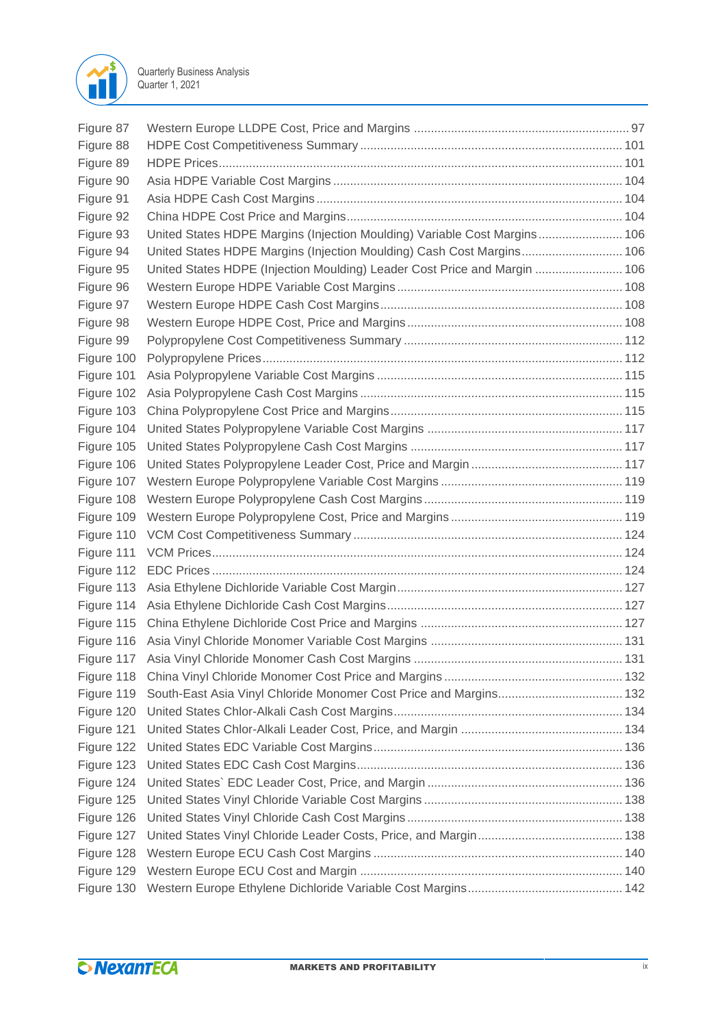Figure 87 Western Europe LLDPE Cost, Price and Margins ........ 97
Figure 88 HDPE Cost Competitiveness Summary ........ 101
Figure 89 HDPE Prices ........ 101
Figure 90 Asia HDPE Variable Cost Margins ........ 104
Figure 91 Asia HDPE Cash Cost Margins ........ 104
Figure 92 China HDPE Cost Price and Margins ........ 104
Figure 93 United States HDPE Margins (Injection Moulding) Variable Cost Margins ........ 106
Figure 94 United States HDPE Margins (Injection Moulding) Cash Cost Margins ........ 106
Figure 95 United States HDPE (Injection Moulding) Leader Cost Price and Margin ........ 106
Figure 96 Western Europe HDPE Variable Cost Margins ........ 108
Figure 97 Western Europe HDPE Cash Cost Margins ........ 108
Figure 98 Western Europe HDPE Cost, Price and Margins ........ 108
Figure 99 Polypropylene Cost Competitiveness Summary ........ 112
Figure 100 Polypropylene Prices ........ 112
Figure 101 Asia Polypropylene Variable Cost Margins ........ 115
Figure 102 Asia Polypropylene Cash Cost Margins ........ 115
Figure 103 China Polypropylene Cost Price and Margins ........ 115
Figure 104 United States Polypropylene Variable Cost Margins ........ 117
Figure 105 United States Polypropylene Cash Cost Margins ........ 117
Figure 106 United States Polypropylene Leader Cost, Price and Margin ........ 117
Figure 107 Western Europe Polypropylene Variable Cost Margins ........ 119
Figure 108 Western Europe Polypropylene Cash Cost Margins ........ 119
Figure 109 Western Europe Polypropylene Cost, Price and Margins ........ 119
Figure 110 VCM Cost Competitiveness Summary ........ 124
Figure 111 VCM Prices ........ 124
Figure 112 EDC Prices ........ 124
Figure 113 Asia Ethylene Dichloride Variable Cost Margin ........ 127
Figure 114 Asia Ethylene Dichloride Cash Cost Margins ........ 127
Figure 115 China Ethylene Dichloride Cost Price and Margins ........ 127
Figure 116 Asia Vinyl Chloride Monomer Variable Cost Margins ........ 131
Figure 117 Asia Vinyl Chloride Monomer Cash Cost Margins ........ 131
Figure 118 China Vinyl Chloride Monomer Cost Price and Margins ........ 132
Figure 119 South-East Asia Vinyl Chloride Monomer Cost Price and Margins ........ 132
Figure 120 United States Chlor-Alkali Cash Cost Margins ........ 134
Figure 121 United States Chlor-Alkali Leader Cost, Price, and Margin ........ 134
Figure 122 United States EDC Variable Cost Margins ........ 136
Figure 123 United States EDC Cash Cost Margins ........ 136
Figure 124 United States` EDC Leader Cost, Price, and Margin ........ 136
Figure 125 United States Vinyl Chloride Variable Cost Margins ........ 138
Figure 126 United States Vinyl Chloride Cash Cost Margins ........ 138
Figure 127 United States Vinyl Chloride Leader Costs, Price, and Margin ........ 138
Figure 128 Western Europe ECU Cash Cost Margins ........ 140
Figure 129 Western Europe ECU Cost and Margin ........ 140
Figure 130 Western Europe Ethylene Dichloride Variable Cost Margins ........ 142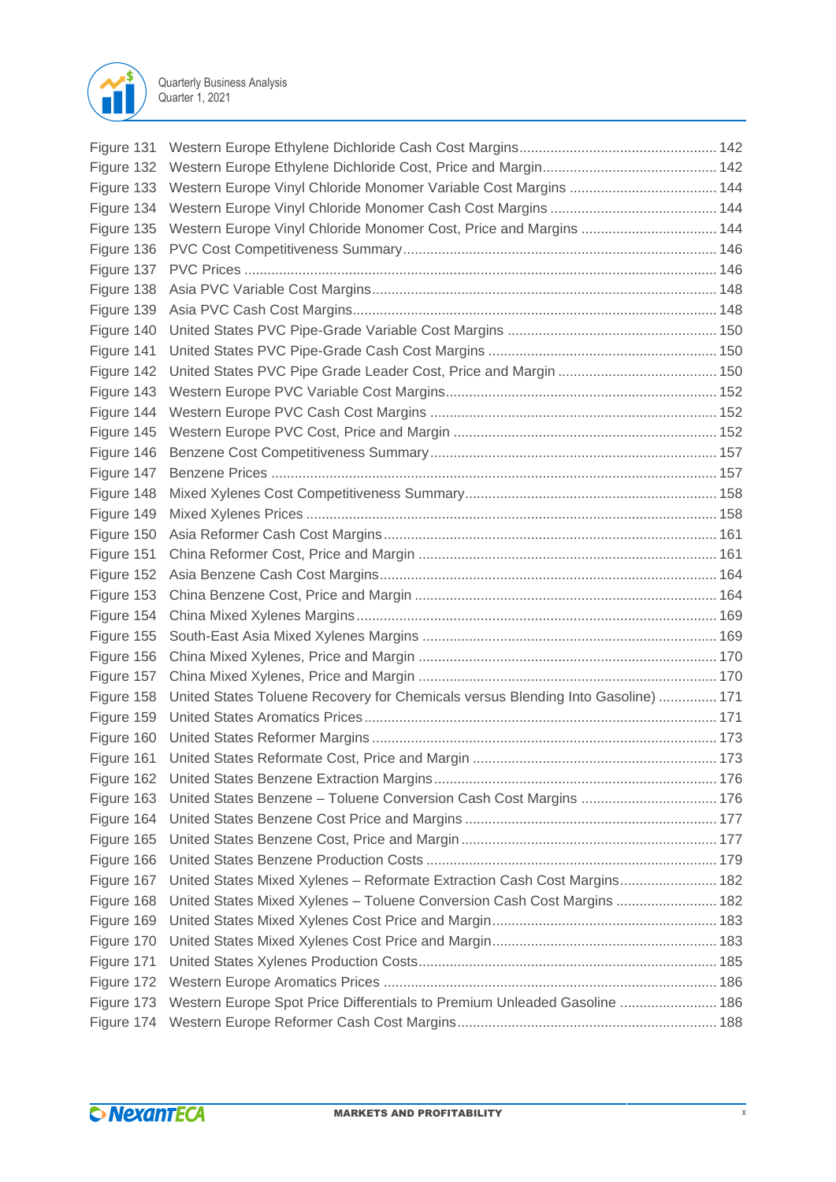Figure 131 Western Europe Ethylene Dichloride Cash Cost Margins .......... 142
Figure 132 Western Europe Ethylene Dichloride Cost, Price and Margin .......... 142
Figure 133 Western Europe Vinyl Chloride Monomer Variable Cost Margins .......... 144
Figure 134 Western Europe Vinyl Chloride Monomer Cash Cost Margins .......... 144
Figure 135 Western Europe Vinyl Chloride Monomer Cost, Price and Margins .......... 144
Figure 136 PVC Cost Competitiveness Summary .......... 146
Figure 137 PVC Prices .......... 146
Figure 138 Asia PVC Variable Cost Margins .......... 148
Figure 139 Asia PVC Cash Cost Margins .......... 148
Figure 140 United States PVC Pipe-Grade Variable Cost Margins .......... 150
Figure 141 United States PVC Pipe-Grade Cash Cost Margins .......... 150
Figure 142 United States PVC Pipe Grade Leader Cost, Price and Margin .......... 150
Figure 143 Western Europe PVC Variable Cost Margins .......... 152
Figure 144 Western Europe PVC Cash Cost Margins .......... 152
Figure 145 Western Europe PVC Cost, Price and Margin .......... 152
Figure 146 Benzene Cost Competitiveness Summary .......... 157
Figure 147 Benzene Prices .......... 157
Figure 148 Mixed Xylenes Cost Competitiveness Summary .......... 158
Figure 149 Mixed Xylenes Prices .......... 158
Figure 150 Asia Reformer Cash Cost Margins .......... 161
Figure 151 China Reformer Cost, Price and Margin .......... 161
Figure 152 Asia Benzene Cash Cost Margins .......... 164
Figure 153 China Benzene Cost, Price and Margin .......... 164
Figure 154 China Mixed Xylenes Margins .......... 169
Figure 155 South-East Asia Mixed Xylenes Margins .......... 169
Figure 156 China Mixed Xylenes, Price and Margin .......... 170
Figure 157 China Mixed Xylenes, Price and Margin .......... 170
Figure 158 United States Toluene Recovery for Chemicals versus Blending Into Gasoline) .......... 171
Figure 159 United States Aromatics Prices .......... 171
Figure 160 United States Reformer Margins .......... 173
Figure 161 United States Reformate Cost, Price and Margin .......... 173
Figure 162 United States Benzene Extraction Margins .......... 176
Figure 163 United States Benzene – Toluene Conversion Cash Cost Margins .......... 176
Figure 164 United States Benzene Cost Price and Margins .......... 177
Figure 165 United States Benzene Cost, Price and Margin .......... 177
Figure 166 United States Benzene Production Costs .......... 179
Figure 167 United States Mixed Xylenes – Reformate Extraction Cash Cost Margins .......... 182
Figure 168 United States Mixed Xylenes – Toluene Conversion Cash Cost Margins .......... 182
Figure 169 United States Mixed Xylenes Cost Price and Margin .......... 183
Figure 170 United States Mixed Xylenes Cost Price and Margin .......... 183
Figure 171 United States Xylenes Production Costs .......... 185
Figure 172 Western Europe Aromatics Prices .......... 186
Figure 173 Western Europe Spot Price Differentials to Premium Unleaded Gasoline .......... 186
Figure 174 Western Europe Reformer Cash Cost Margins .......... 188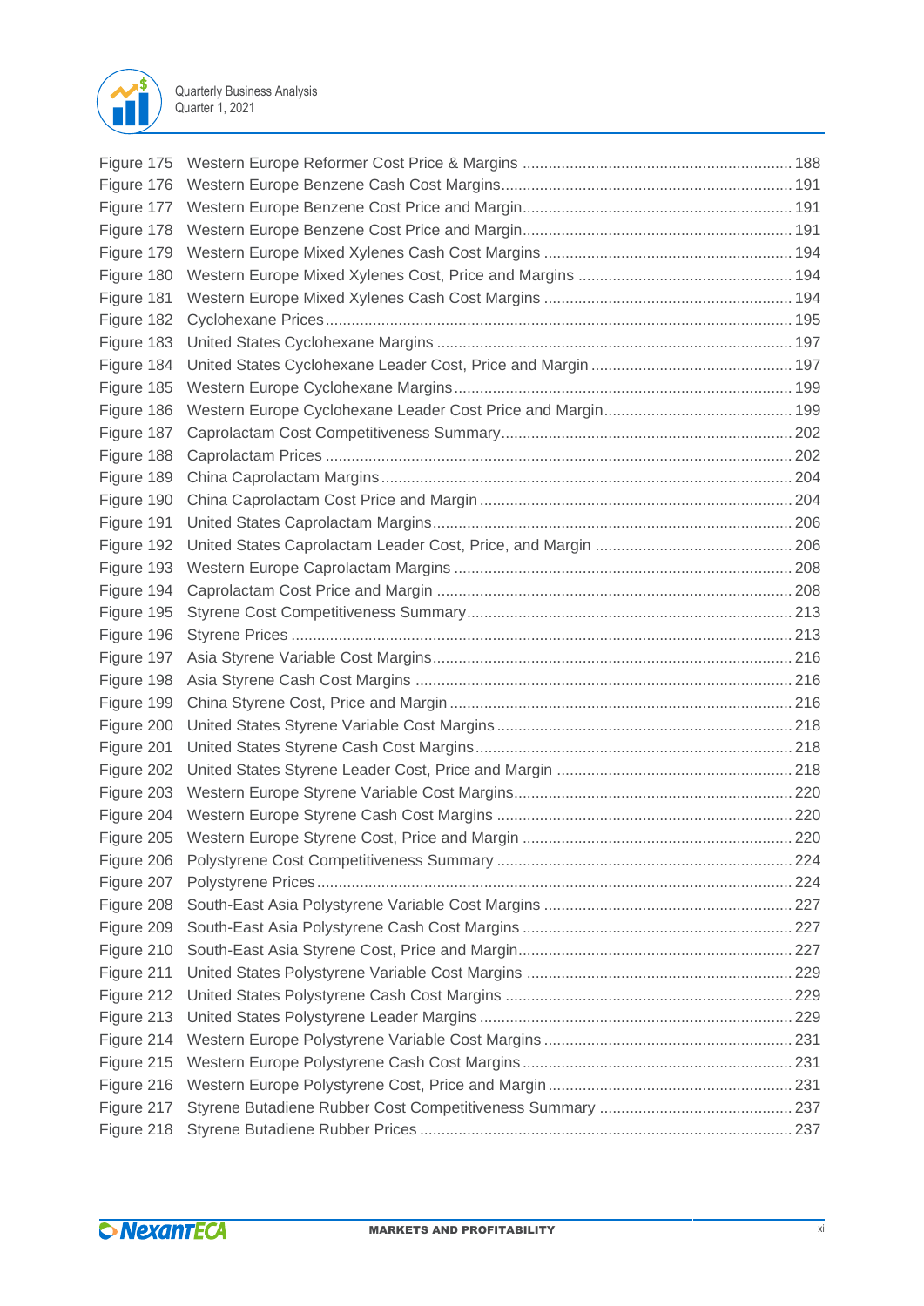Figure 175 Western Europe Reformer Cost Price & Margins ............................................................ 188
Figure 176 Western Europe Benzene Cash Cost Margins.................................................................. 191
Figure 177 Western Europe Benzene Cost Price and Margin.............................................................. 191
Figure 178 Western Europe Benzene Cost Price and Margin.............................................................. 191
Figure 179 Western Europe Mixed Xylenes Cash Cost Margins ......................................................... 194
Figure 180 Western Europe Mixed Xylenes Cost, Price and Margins ................................................. 194
Figure 181 Western Europe Mixed Xylenes Cash Cost Margins ......................................................... 194
Figure 182 Cyclohexane Prices.......................................................................................................... 195
Figure 183 United States Cyclohexane Margins ................................................................................. 197
Figure 184 United States Cyclohexane Leader Cost, Price and Margin .............................................. 197
Figure 185 Western Europe Cyclohexane Margins.............................................................................. 199
Figure 186 Western Europe Cyclohexane Leader Cost Price and Margin........................................... 199
Figure 187 Caprolactam Cost Competitiveness Summary................................................................... 202
Figure 188 Caprolactam Prices ........................................................................................................... 202
Figure 189 China Caprolactam Margins.............................................................................................. 204
Figure 190 China Caprolactam Cost Price and Margin ....................................................................... 204
Figure 191 United States Caprolactam Margins.................................................................................. 206
Figure 192 United States Caprolactam Leader Cost, Price, and Margin ............................................. 206
Figure 193 Western Europe Caprolactam Margins .............................................................................. 208
Figure 194 Caprolactam Cost Price and Margin .................................................................................. 208
Figure 195 Styrene Cost Competitiveness Summary.......................................................................... 213
Figure 196 Styrene Prices ................................................................................................................... 213
Figure 197 Asia Styrene Variable Cost Margins.................................................................................. 216
Figure 198 Asia Styrene Cash Cost Margins ...................................................................................... 216
Figure 199 China Styrene Cost, Price and Margin .............................................................................. 216
Figure 200 United States Styrene Variable Cost Margins ................................................................... 218
Figure 201 United States Styrene Cash Cost Margins......................................................................... 218
Figure 202 United States Styrene Leader Cost, Price and Margin ..................................................... 218
Figure 203 Western Europe Styrene Variable Cost Margins................................................................ 220
Figure 204 Western Europe Styrene Cash Cost Margins .................................................................... 220
Figure 205 Western Europe Styrene Cost, Price and Margin .............................................................. 220
Figure 206 Polystyrene Cost Competitiveness Summary .................................................................... 224
Figure 207 Polystyrene Prices............................................................................................................. 224
Figure 208 South-East Asia Polystyrene Variable Cost Margins ......................................................... 227
Figure 209 South-East Asia Polystyrene Cash Cost Margins .............................................................. 227
Figure 210 South-East Asia Styrene Cost, Price and Margin............................................................... 227
Figure 211 United States Polystyrene Variable Cost Margins ............................................................. 229
Figure 212 United States Polystyrene Cash Cost Margins .................................................................. 229
Figure 213 United States Polystyrene Leader Margins........................................................................ 229
Figure 214 Western Europe Polystyrene Variable Cost Margins ......................................................... 231
Figure 215 Western Europe Polystyrene Cash Cost Margins.............................................................. 231
Figure 216 Western Europe Polystyrene Cost, Price and Margin........................................................ 231
Figure 217 Styrene Butadiene Rubber Cost Competitiveness Summary ............................................ 237
Figure 218 Styrene Butadiene Rubber Prices..................................................................................... 237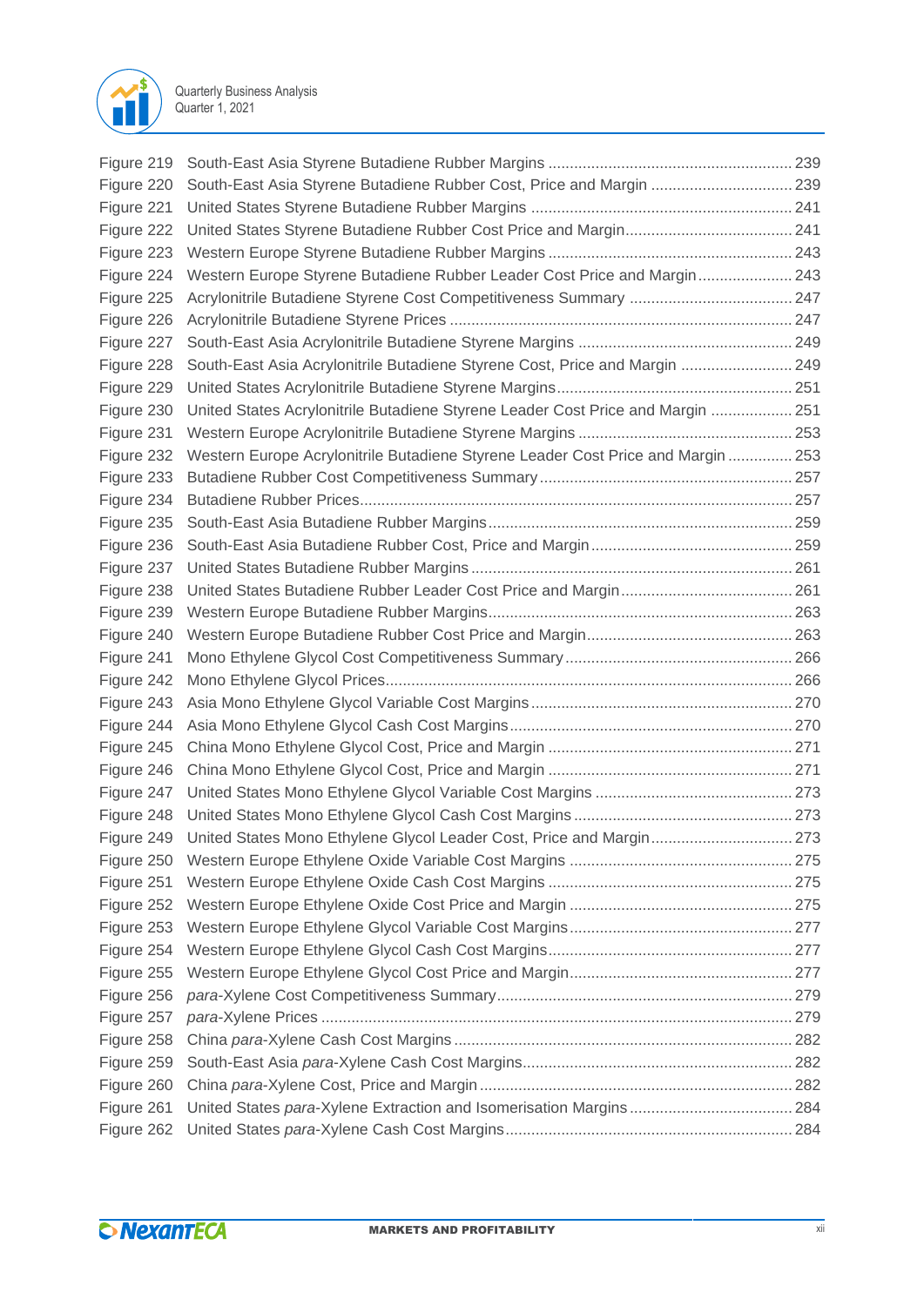| | | |
|---|---|---|
| Figure 219 | South-East Asia Styrene Butadiene Rubber Margins | 239 |
| Figure 220 | South-East Asia Styrene Butadiene Rubber Cost, Price and Margin | 239 |
| Figure 221 | United States Styrene Butadiene Rubber Margins | 241 |
| Figure 222 | United States Styrene Butadiene Rubber Cost Price and Margin | 241 |
| Figure 223 | Western Europe Styrene Butadiene Rubber Margins | 243 |
| Figure 224 | Western Europe Styrene Butadiene Rubber Leader Cost Price and Margin | 243 |
| Figure 225 | Acrylonitrile Butadiene Styrene Cost Competitiveness Summary | 247 |
| Figure 226 | Acrylonitrile Butadiene Styrene Prices | 247 |
| Figure 227 | South-East Asia Acrylonitrile Butadiene Styrene Margins | 249 |
| Figure 228 | South-East Asia Acrylonitrile Butadiene Styrene Cost, Price and Margin | 249 |
| Figure 229 | United States Acrylonitrile Butadiene Styrene Margins | 251 |
| Figure 230 | United States Acrylonitrile Butadiene Styrene Leader Cost Price and Margin | 251 |
| Figure 231 | Western Europe Acrylonitrile Butadiene Styrene Margins | 253 |
| Figure 232 | Western Europe Acrylonitrile Butadiene Styrene Leader Cost Price and Margin | 253 |
| Figure 233 | Butadiene Rubber Cost Competitiveness Summary | 257 |
| Figure 234 | Butadiene Rubber Prices | 257 |
| Figure 235 | South-East Asia Butadiene Rubber Margins | 259 |
| Figure 236 | South-East Asia Butadiene Rubber Cost, Price and Margin | 259 |
| Figure 237 | United States Butadiene Rubber Margins | 261 |
| Figure 238 | United States Butadiene Rubber Leader Cost Price and Margin | 261 |
| Figure 239 | Western Europe Butadiene Rubber Margins | 263 |
| Figure 240 | Western Europe Butadiene Rubber Cost Price and Margin | 263 |
| Figure 241 | Mono Ethylene Glycol Cost Competitiveness Summary | 266 |
| Figure 242 | Mono Ethylene Glycol Prices | 266 |
| Figure 243 | Asia Mono Ethylene Glycol Variable Cost Margins | 270 |
| Figure 244 | Asia Mono Ethylene Glycol Cash Cost Margins | 270 |
| Figure 245 | China Mono Ethylene Glycol Cost, Price and Margin | 271 |
| Figure 246 | China Mono Ethylene Glycol Cost, Price and Margin | 271 |
| Figure 247 | United States Mono Ethylene Glycol Variable Cost Margins | 273 |
| Figure 248 | United States Mono Ethylene Glycol Cash Cost Margins | 273 |
| Figure 249 | United States Mono Ethylene Glycol Leader Cost, Price and Margin | 273 |
| Figure 250 | Western Europe Ethylene Oxide Variable Cost Margins | 275 |
| Figure 251 | Western Europe Ethylene Oxide Cash Cost Margins | 275 |
| Figure 252 | Western Europe Ethylene Oxide Cost Price and Margin | 275 |
| Figure 253 | Western Europe Ethylene Glycol Variable Cost Margins | 277 |
| Figure 254 | Western Europe Ethylene Glycol Cash Cost Margins | 277 |
| Figure 255 | Western Europe Ethylene Glycol Cost Price and Margin | 277 |
| Figure 256 | *para*-Xylene Cost Competitiveness Summary | 279 |
| Figure 257 | *para*-Xylene Prices | 279 |
| Figure 258 | China *para*-Xylene Cash Cost Margins | 282 |
| Figure 259 | South-East Asia *para*-Xylene Cash Cost Margins | 282 |
| Figure 260 | China *para*-Xylene Cost, Price and Margin | 282 |
| Figure 261 | United States *para*-Xylene Extraction and Isomerisation Margins | 284 |
| Figure 262 | United States *para*-Xylene Cash Cost Margins | 284 |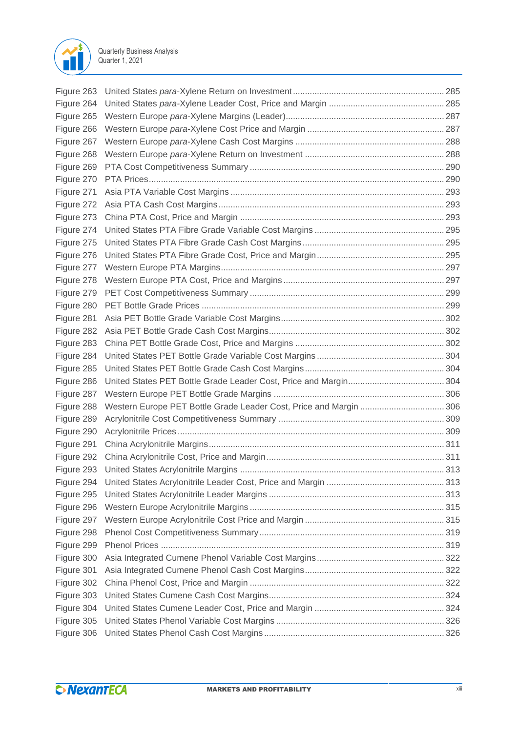Figure 263 United States *para*-Xylene Return on Investment .............................................................. 285
Figure 264 United States *para*-Xylene Leader Cost, Price and Margin ............................................... 285
Figure 265 Western Europe *para*-Xylene Margins (Leader) ................................................................. 287
Figure 266 Western Europe *para*-Xylene Cost Price and Margin ........................................................ 287
Figure 267 Western Europe *para*-Xylene Cash Cost Margins ............................................................. 288
Figure 268 Western Europe *para*-Xylene Return on Investment ......................................................... 288
Figure 269 PTA Cost Competitiveness Summary ................................................................................ 290
Figure 270 PTA Prices ......................................................................................................................... 290
Figure 271 Asia PTA Variable Cost Margins ....................................................................................... 293
Figure 272 Asia PTA Cash Cost Margins ............................................................................................ 293
Figure 273 China PTA Cost, Price and Margin .................................................................................... 293
Figure 274 United States PTA Fibre Grade Variable Cost Margins ..................................................... 295
Figure 275 United States PTA Fibre Grade Cash Cost Margins .......................................................... 295
Figure 276 United States PTA Fibre Grade Cost, Price and Margin .................................................... 295
Figure 277 Western Europe PTA Margins ........................................................................................... 297
Figure 278 Western Europe PTA Cost, Price and Margins .................................................................. 297
Figure 279 PET Cost Competitiveness Summary ................................................................................ 299
Figure 280 PET Bottle Grade Prices .................................................................................................... 299
Figure 281 Asia PET Bottle Grade Variable Cost Margins ................................................................... 302
Figure 282 Asia PET Bottle Grade Cash Cost Margins ........................................................................ 302
Figure 283 China PET Bottle Grade Cost, Price and Margins ............................................................. 302
Figure 284 United States PET Bottle Grade Variable Cost Margins .................................................... 304
Figure 285 United States PET Bottle Grade Cash Cost Margins ......................................................... 304
Figure 286 United States PET Bottle Grade Leader Cost, Price and Margin ........................................ 304
Figure 287 Western Europe PET Bottle Grade Margins ...................................................................... 306
Figure 288 Western Europe PET Bottle Grade Leader Cost, Price and Margin ................................... 306
Figure 289 Acrylonitrile Cost Competitiveness Summary .................................................................... 309
Figure 290 Acrylonitrile Prices ............................................................................................................. 309
Figure 291 China Acrylonitrile Margins ................................................................................................ 311
Figure 292 China Acrylonitrile Cost, Price and Margin ......................................................................... 311
Figure 293 United States Acrylonitrile Margins .................................................................................... 313
Figure 294 United States Acrylonitrile Leader Cost, Price and Margin ................................................ 313
Figure 295 United States Acrylonitrile Leader Margins ........................................................................ 313
Figure 296 Western Europe Acrylonitrile Margins ................................................................................ 315
Figure 297 Western Europe Acrylonitrile Cost Price and Margin ......................................................... 315
Figure 298 Phenol Cost Competitiveness Summary ............................................................................ 319
Figure 299 Phenol Prices .................................................................................................................... 319
Figure 300 Asia Integrated Cumene Phenol Variable Cost Margins .................................................... 322
Figure 301 Asia Integrated Cumene Phenol Cash Cost Margins ......................................................... 322
Figure 302 China Phenol Cost, Price and Margin ................................................................................ 322
Figure 303 United States Cumene Cash Cost Margins ........................................................................ 324
Figure 304 United States Cumene Leader Cost, Price and Margin ...................................................... 324
Figure 305 United States Phenol Variable Cost Margins ..................................................................... 326
Figure 306 United States Phenol Cash Cost Margins .......................................................................... 326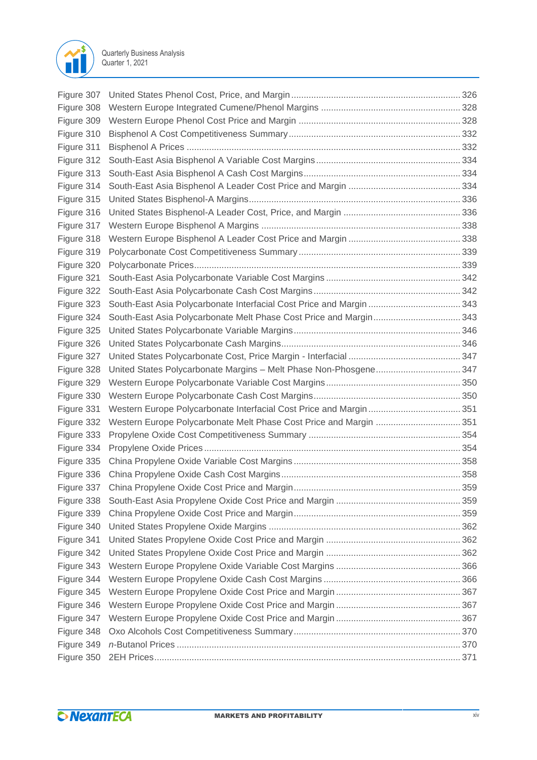| | | |
|---|---|---|
| Figure 307 | United States Phenol Cost, Price, and Margin | 326 |
| Figure 308 | Western Europe Integrated Cumene/Phenol Margins | 328 |
| Figure 309 | Western Europe Phenol Cost Price and Margin | 328 |
| Figure 310 | Bisphenol A Cost Competitiveness Summary | 332 |
| Figure 311 | Bisphenol A Prices | 332 |
| Figure 312 | South-East Asia Bisphenol A Variable Cost Margins | 334 |
| Figure 313 | South-East Asia Bisphenol A Cash Cost Margins | 334 |
| Figure 314 | South-East Asia Bisphenol A Leader Cost Price and Margin | 334 |
| Figure 315 | United States Bisphenol-A Margins | 336 |
| Figure 316 | United States Bisphenol-A Leader Cost, Price, and Margin | 336 |
| Figure 317 | Western Europe Bisphenol A Margins | 338 |
| Figure 318 | Western Europe Bisphenol A Leader Cost Price and Margin | 338 |
| Figure 319 | Polycarbonate Cost Competitiveness Summary | 339 |
| Figure 320 | Polycarbonate Prices | 339 |
| Figure 321 | South-East Asia Polycarbonate Variable Cost Margins | 342 |
| Figure 322 | South-East Asia Polycarbonate Cash Cost Margins | 342 |
| Figure 323 | South-East Asia Polycarbonate Interfacial Cost Price and Margin | 343 |
| Figure 324 | South-East Asia Polycarbonate Melt Phase Cost Price and Margin | 343 |
| Figure 325 | United States Polycarbonate Variable Margins | 346 |
| Figure 326 | United States Polycarbonate Cash Margins | 346 |
| Figure 327 | United States Polycarbonate Cost, Price Margin - Interfacial | 347 |
| Figure 328 | United States Polycarbonate Margins – Melt Phase Non-Phosgene | 347 |
| Figure 329 | Western Europe Polycarbonate Variable Cost Margins | 350 |
| Figure 330 | Western Europe Polycarbonate Cash Cost Margins | 350 |
| Figure 331 | Western Europe Polycarbonate Interfacial Cost Price and Margin | 351 |
| Figure 332 | Western Europe Polycarbonate Melt Phase Cost Price and Margin | 351 |
| Figure 333 | Propylene Oxide Cost Competitiveness Summary | 354 |
| Figure 334 | Propylene Oxide Prices | 354 |
| Figure 335 | China Propylene Oxide Variable Cost Margins | 358 |
| Figure 336 | China Propylene Oxide Cash Cost Margins | 358 |
| Figure 337 | China Propylene Oxide Cost Price and Margin | 359 |
| Figure 338 | South-East Asia Propylene Oxide Cost Price and Margin | 359 |
| Figure 339 | China Propylene Oxide Cost Price and Margin | 359 |
| Figure 340 | United States Propylene Oxide Margins | 362 |
| Figure 341 | United States Propylene Oxide Cost Price and Margin | 362 |
| Figure 342 | United States Propylene Oxide Cost Price and Margin | 362 |
| Figure 343 | Western Europe Propylene Oxide Variable Cost Margins | 366 |
| Figure 344 | Western Europe Propylene Oxide Cash Cost Margins | 366 |
| Figure 345 | Western Europe Propylene Oxide Cost Price and Margin | 367 |
| Figure 346 | Western Europe Propylene Oxide Cost Price and Margin | 367 |
| Figure 347 | Western Europe Propylene Oxide Cost Price and Margin | 367 |
| Figure 348 | Oxo Alcohols Cost Competitiveness Summary | 370 |
| Figure 349 | *n*-Butanol Prices | 370 |
| Figure 350 | 2EH Prices | 371 |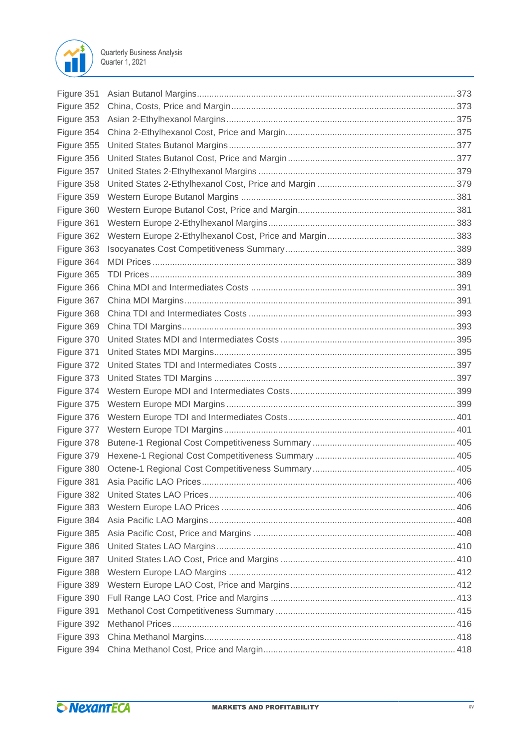Figure 351 Asian Butanol Margins........................................................................................ 373
Figure 352 China, Costs, Price and Margin.......................................................................... 373
Figure 353 Asian 2-Ethylhexanol Margins............................................................................ 375
Figure 354 China 2-Ethylhexanol Cost, Price and Margin.................................................... 375
Figure 355 United States Butanol Margins........................................................................... 377
Figure 356 United States Butanol Cost, Price and Margin.................................................... 377
Figure 357 United States 2-Ethylhexanol Margins ............................................................... 379
Figure 358 United States 2-Ethylhexanol Cost, Price and Margin ....................................... 379
Figure 359 Western Europe Butanol Margins ...................................................................... 381
Figure 360 Western Europe Butanol Cost, Price and Margin................................................ 381
Figure 361 Western Europe 2-Ethylhexanol Margins........................................................... 383
Figure 362 Western Europe 2-Ethylhexanol Cost, Price and Margin.................................... 383
Figure 363 Isocyanates Cost Competitiveness Summary.................................................... 389
Figure 364 MDI Prices ......................................................................................................... 389
Figure 365 TDI Prices.......................................................................................................... 389
Figure 366 China MDI and Intermediates Costs .................................................................. 391
Figure 367 China MDI Margins............................................................................................ 391
Figure 368 China TDI and Intermediates Costs ................................................................... 393
Figure 369 China TDI Margins............................................................................................. 393
Figure 370 United States MDI and Intermediates Costs ...................................................... 395
Figure 371 United States MDI Margins................................................................................ 395
Figure 372 United States TDI and Intermediates Costs....................................................... 397
Figure 373 United States TDI Margins ................................................................................ 397
Figure 374 Western Europe MDI and Intermediates Costs................................................... 399
Figure 375 Western Europe MDI Margins ........................................................................... 399
Figure 376 Western Europe TDI and Intermediates Costs................................................... 401
Figure 377 Western Europe TDI Margins............................................................................. 401
Figure 378 Butene-1 Regional Cost Competitiveness Summary ......................................... 405
Figure 379 Hexene-1 Regional Cost Competitiveness Summary ........................................ 405
Figure 380 Octene-1 Regional Cost Competitiveness Summary.......................................... 405
Figure 381 Asia Pacific LAO Prices..................................................................................... 406
Figure 382 United States LAO Prices.................................................................................. 406
Figure 383 Western Europe LAO Prices .............................................................................. 406
Figure 384 Asia Pacific LAO Margins.................................................................................. 408
Figure 385 Asia Pacific Cost, Price and Margins ................................................................. 408
Figure 386 United States LAO Margins............................................................................... 410
Figure 387 United States LAO Cost, Price and Margins ...................................................... 410
Figure 388 Western Europe LAO Margins ........................................................................... 412
Figure 389 Western Europe LAO Cost, Price and Margins.................................................. 412
Figure 390 Full Range LAO Cost, Price and Margins .......................................................... 413
Figure 391 Methanol Cost Competitiveness Summary ........................................................ 415
Figure 392 Methanol Prices................................................................................................. 416
Figure 393 China Methanol Margins.................................................................................... 418
Figure 394 China Methanol Cost, Price and Margin............................................................. 418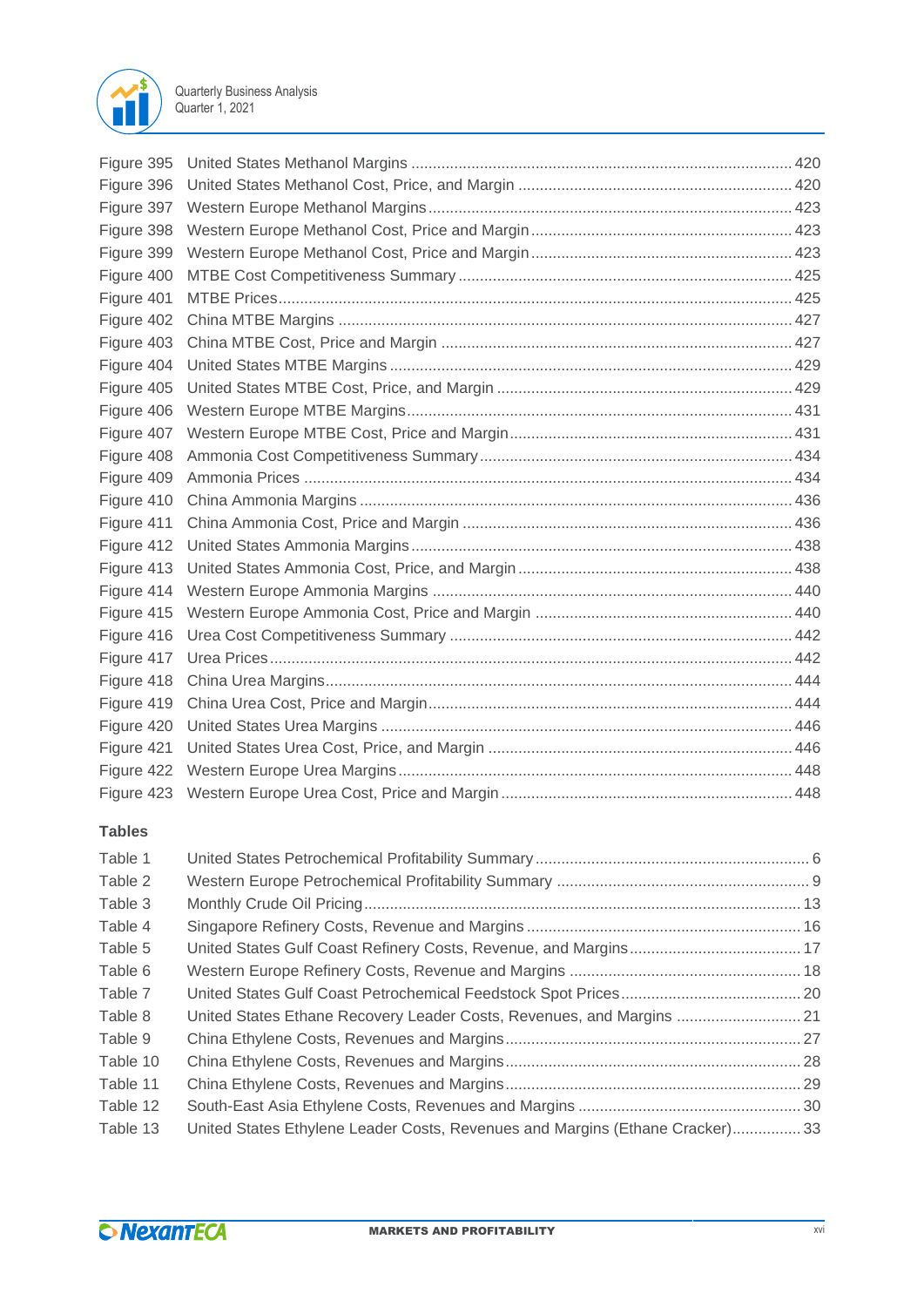| | | |
|---|---|---|
| Figure 395 | United States Methanol Margins | 420 |
| Figure 396 | United States Methanol Cost, Price, and Margin | 420 |
| Figure 397 | Western Europe Methanol Margins | 423 |
| Figure 398 | Western Europe Methanol Cost, Price and Margin | 423 |
| Figure 399 | Western Europe Methanol Cost, Price and Margin | 423 |
| Figure 400 | MTBE Cost Competitiveness Summary | 425 |
| Figure 401 | MTBE Prices | 425 |
| Figure 402 | China MTBE Margins | 427 |
| Figure 403 | China MTBE Cost, Price and Margin | 427 |
| Figure 404 | United States MTBE Margins | 429 |
| Figure 405 | United States MTBE Cost, Price, and Margin | 429 |
| Figure 406 | Western Europe MTBE Margins | 431 |
| Figure 407 | Western Europe MTBE Cost, Price and Margin | 431 |
| Figure 408 | Ammonia Cost Competitiveness Summary | 434 |
| Figure 409 | Ammonia Prices | 434 |
| Figure 410 | China Ammonia Margins | 436 |
| Figure 411 | China Ammonia Cost, Price and Margin | 436 |
| Figure 412 | United States Ammonia Margins | 438 |
| Figure 413 | United States Ammonia Cost, Price, and Margin | 438 |
| Figure 414 | Western Europe Ammonia Margins | 440 |
| Figure 415 | Western Europe Ammonia Cost, Price and Margin | 440 |
| Figure 416 | Urea Cost Competitiveness Summary | 442 |
| Figure 417 | Urea Prices | 442 |
| Figure 418 | China Urea Margins | 444 |
| Figure 419 | China Urea Cost, Price and Margin | 444 |
| Figure 420 | United States Urea Margins | 446 |
| Figure 421 | United States Urea Cost, Price, and Margin | 446 |
| Figure 422 | Western Europe Urea Margins | 448 |
| Figure 423 | Western Europe Urea Cost, Price and Margin | 448 |

### Tables

| | | |
|---|---|---|
| Table 1 | United States Petrochemical Profitability Summary | 6 |
| Table 2 | Western Europe Petrochemical Profitability Summary | 9 |
| Table 3 | Monthly Crude Oil Pricing | 13 |
| Table 4 | Singapore Refinery Costs, Revenue and Margins | 16 |
| Table 5 | United States Gulf Coast Refinery Costs, Revenue, and Margins | 17 |
| Table 6 | Western Europe Refinery Costs, Revenue and Margins | 18 |
| Table 7 | United States Gulf Coast Petrochemical Feedstock Spot Prices | 20 |
| Table 8 | United States Ethane Recovery Leader Costs, Revenues, and Margins | 21 |
| Table 9 | China Ethylene Costs, Revenues and Margins | 27 |
| Table 10 | China Ethylene Costs, Revenues and Margins | 28 |
| Table 11 | China Ethylene Costs, Revenues and Margins | 29 |
| Table 12 | South-East Asia Ethylene Costs, Revenues and Margins | 30 |
| Table 13 | United States Ethylene Leader Costs, Revenues and Margins (Ethane Cracker) | 33 |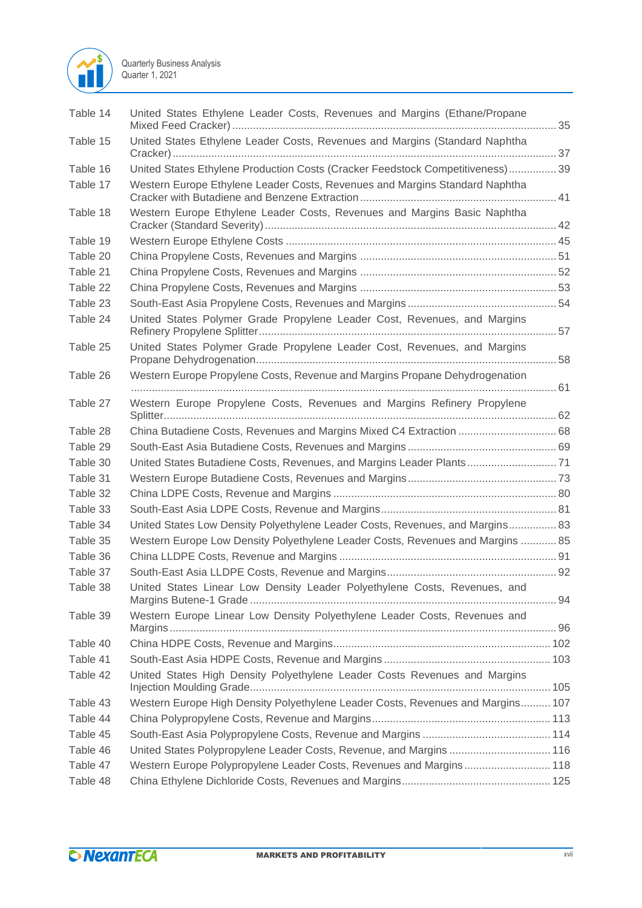| | | |
|---|---|---|
| Table 14 | United States Ethylene Leader Costs, Revenues and Margins (Ethane/Propane Mixed Feed Cracker) | 35 |
| Table 15 | United States Ethylene Leader Costs, Revenues and Margins (Standard Naphtha Cracker) | 37 |
| Table 16 | United States Ethylene Production Costs (Cracker Feedstock Competitiveness) | 39 |
| Table 17 | Western Europe Ethylene Leader Costs, Revenues and Margins Standard Naphtha Cracker with Butadiene and Benzene Extraction | 41 |
| Table 18 | Western Europe Ethylene Leader Costs, Revenues and Margins Basic Naphtha Cracker (Standard Severity) | 42 |
| Table 19 | Western Europe Ethylene Costs | 45 |
| Table 20 | China Propylene Costs, Revenues and Margins | 51 |
| Table 21 | China Propylene Costs, Revenues and Margins | 52 |
| Table 22 | China Propylene Costs, Revenues and Margins | 53 |
| Table 23 | South-East Asia Propylene Costs, Revenues and Margins | 54 |
| Table 24 | United States Polymer Grade Propylene Leader Cost, Revenues, and Margins Refinery Propylene Splitter | 57 |
| Table 25 | United States Polymer Grade Propylene Leader Cost, Revenues, and Margins Propane Dehydrogenation | 58 |
| Table 26 | Western Europe Propylene Costs, Revenue and Margins Propane Dehydrogenation | 61 |
| Table 27 | Western Europe Propylene Costs, Revenues and Margins Refinery Propylene Splitter | 62 |
| Table 28 | China Butadiene Costs, Revenues and Margins Mixed C4 Extraction | 68 |
| Table 29 | South-East Asia Butadiene Costs, Revenues and Margins | 69 |
| Table 30 | United States Butadiene Costs, Revenues, and Margins Leader Plants | 71 |
| Table 31 | Western Europe Butadiene Costs, Revenues and Margins | 73 |
| Table 32 | China LDPE Costs, Revenue and Margins | 80 |
| Table 33 | South-East Asia LDPE Costs, Revenue and Margins | 81 |
| Table 34 | United States Low Density Polyethylene Leader Costs, Revenues, and Margins | 83 |
| Table 35 | Western Europe Low Density Polyethylene Leader Costs, Revenues and Margins | 85 |
| Table 36 | China LLDPE Costs, Revenue and Margins | 91 |
| Table 37 | South-East Asia LLDPE Costs, Revenue and Margins | 92 |
| Table 38 | United States Linear Low Density Leader Polyethylene Costs, Revenues, and Margins Butene-1 Grade | 94 |
| Table 39 | Western Europe Linear Low Density Polyethylene Leader Costs, Revenues and Margins | 96 |
| Table 40 | China HDPE Costs, Revenue and Margins | 102 |
| Table 41 | South-East Asia HDPE Costs, Revenue and Margins | 103 |
| Table 42 | United States High Density Polyethylene Leader Costs Revenues and Margins Injection Moulding Grade | 105 |
| Table 43 | Western Europe High Density Polyethylene Leader Costs, Revenues and Margins | 107 |
| Table 44 | China Polypropylene Costs, Revenue and Margins | 113 |
| Table 45 | South-East Asia Polypropylene Costs, Revenue and Margins | 114 |
| Table 46 | United States Polypropylene Leader Costs, Revenue, and Margins | 116 |
| Table 47 | Western Europe Polypropylene Leader Costs, Revenues and Margins | 118 |
| Table 48 | China Ethylene Dichloride Costs, Revenues and Margins | 125 |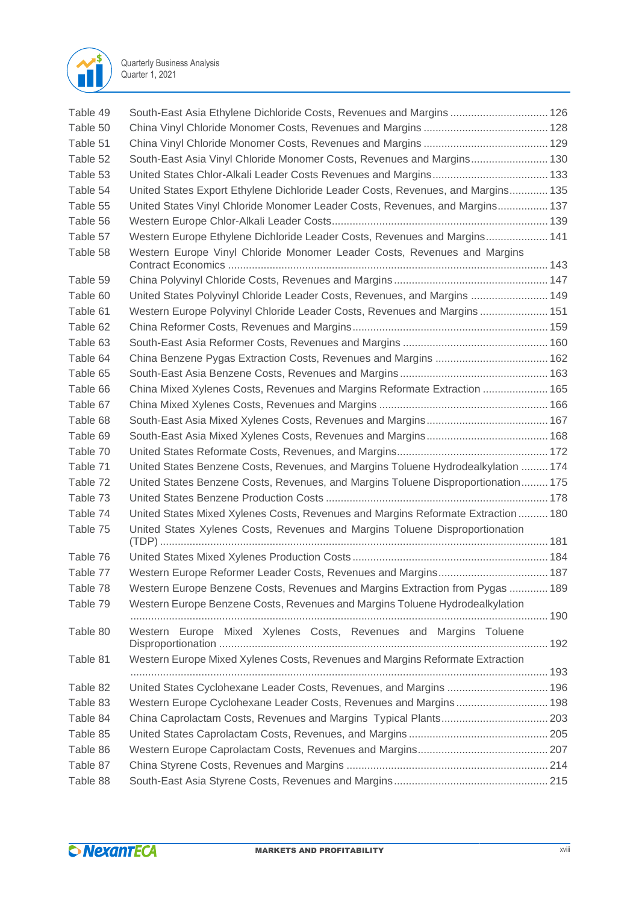| | | |
|---|---|---|
| Table 49 | South-East Asia Ethylene Dichloride Costs, Revenues and Margins | 126 |
| Table 50 | China Vinyl Chloride Monomer Costs, Revenues and Margins | 128 |
| Table 51 | China Vinyl Chloride Monomer Costs, Revenues and Margins | 129 |
| Table 52 | South-East Asia Vinyl Chloride Monomer Costs, Revenues and Margins | 130 |
| Table 53 | United States Chlor-Alkali Leader Costs Revenues and Margins | 133 |
| Table 54 | United States Export Ethylene Dichloride Leader Costs, Revenues, and Margins | 135 |
| Table 55 | United States Vinyl Chloride Monomer Leader Costs, Revenues, and Margins | 137 |
| Table 56 | Western Europe Chlor-Alkali Leader Costs | 139 |
| Table 57 | Western Europe Ethylene Dichloride Leader Costs, Revenues and Margins | 141 |
| Table 58 | Western Europe Vinyl Chloride Monomer Leader Costs, Revenues and Margins Contract Economics | 143 |
| Table 59 | China Polyvinyl Chloride Costs, Revenues and Margins | 147 |
| Table 60 | United States Polyvinyl Chloride Leader Costs, Revenues, and Margins | 149 |
| Table 61 | Western Europe Polyvinyl Chloride Leader Costs, Revenues and Margins | 151 |
| Table 62 | China Reformer Costs, Revenues and Margins | 159 |
| Table 63 | South-East Asia Reformer Costs, Revenues and Margins | 160 |
| Table 64 | China Benzene Pygas Extraction Costs, Revenues and Margins | 162 |
| Table 65 | South-East Asia Benzene Costs, Revenues and Margins | 163 |
| Table 66 | China Mixed Xylenes Costs, Revenues and Margins Reformate Extraction | 165 |
| Table 67 | China Mixed Xylenes Costs, Revenues and Margins | 166 |
| Table 68 | South-East Asia Mixed Xylenes Costs, Revenues and Margins | 167 |
| Table 69 | South-East Asia Mixed Xylenes Costs, Revenues and Margins | 168 |
| Table 70 | United States Reformate Costs, Revenues, and Margins | 172 |
| Table 71 | United States Benzene Costs, Revenues, and Margins Toluene Hydrodealkylation | 174 |
| Table 72 | United States Benzene Costs, Revenues, and Margins Toluene Disproportionation | 175 |
| Table 73 | United States Benzene Production Costs | 178 |
| Table 74 | United States Mixed Xylenes Costs, Revenues and Margins Reformate Extraction | 180 |
| Table 75 | United States Xylenes Costs, Revenues and Margins Toluene Disproportionation (TDP) | 181 |
| Table 76 | United States Mixed Xylenes Production Costs | 184 |
| Table 77 | Western Europe Reformer Leader Costs, Revenues and Margins | 187 |
| Table 78 | Western Europe Benzene Costs, Revenues and Margins Extraction from Pygas | 189 |
| Table 79 | Western Europe Benzene Costs, Revenues and Margins Toluene Hydrodealkylation | 190 |
| Table 80 | Western Europe Mixed Xylenes Costs, Revenues and Margins Toluene Disproportionation | 192 |
| Table 81 | Western Europe Mixed Xylenes Costs, Revenues and Margins Reformate Extraction | 193 |
| Table 82 | United States Cyclohexane Leader Costs, Revenues, and Margins | 196 |
| Table 83 | Western Europe Cyclohexane Leader Costs, Revenues and Margins | 198 |
| Table 84 | China Caprolactam Costs, Revenues and Margins Typical Plants | 203 |
| Table 85 | United States Caprolactam Costs, Revenues, and Margins | 205 |
| Table 86 | Western Europe Caprolactam Costs, Revenues and Margins | 207 |
| Table 87 | China Styrene Costs, Revenues and Margins | 214 |
| Table 88 | South-East Asia Styrene Costs, Revenues and Margins | 215 |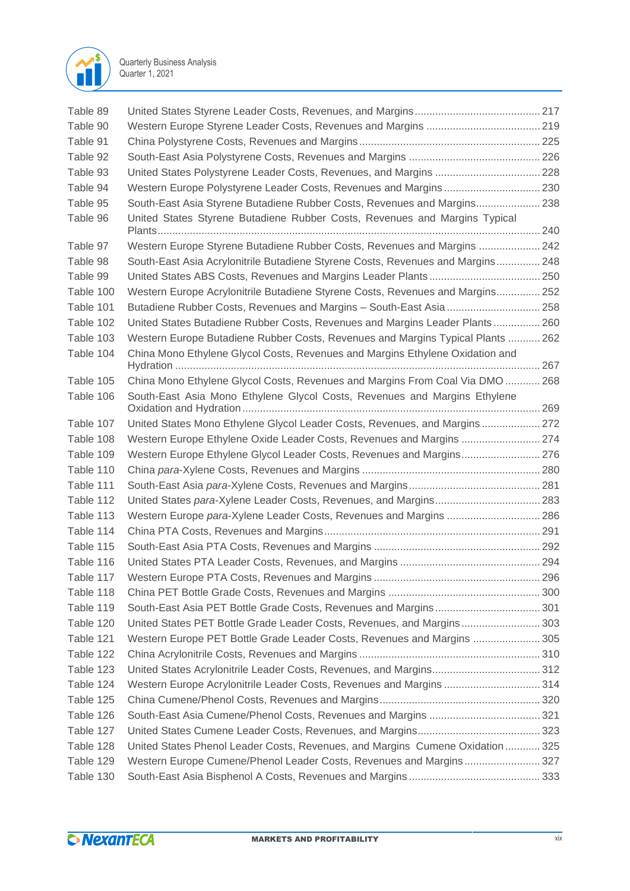| | | |
|---|---|---|
| Table 89 | United States Styrene Leader Costs, Revenues, and Margins | 217 |
| Table 90 | Western Europe Styrene Leader Costs, Revenues and Margins | 219 |
| Table 91 | China Polystyrene Costs, Revenues and Margins | 225 |
| Table 92 | South-East Asia Polystyrene Costs, Revenues and Margins | 226 |
| Table 93 | United States Polystyrene Leader Costs, Revenues, and Margins | 228 |
| Table 94 | Western Europe Polystyrene Leader Costs, Revenues and Margins | 230 |
| Table 95 | South-East Asia Styrene Butadiene Rubber Costs, Revenues and Margins | 238 |
| Table 96 | United States Styrene Butadiene Rubber Costs, Revenues and Margins Typical Plants | 240 |
| Table 97 | Western Europe Styrene Butadiene Rubber Costs, Revenues and Margins | 242 |
| Table 98 | South-East Asia Acrylonitrile Butadiene Styrene Costs, Revenues and Margins | 248 |
| Table 99 | United States ABS Costs, Revenues and Margins Leader Plants | 250 |
| Table 100 | Western Europe Acrylonitrile Butadiene Styrene Costs, Revenues and Margins | 252 |
| Table 101 | Butadiene Rubber Costs, Revenues and Margins – South-East Asia | 258 |
| Table 102 | United States Butadiene Rubber Costs, Revenues and Margins Leader Plants | 260 |
| Table 103 | Western Europe Butadiene Rubber Costs, Revenues and Margins Typical Plants | 262 |
| Table 104 | China Mono Ethylene Glycol Costs, Revenues and Margins Ethylene Oxidation and Hydration | 267 |
| Table 105 | China Mono Ethylene Glycol Costs, Revenues and Margins From Coal Via DMO | 268 |
| Table 106 | South-East Asia Mono Ethylene Glycol Costs, Revenues and Margins Ethylene Oxidation and Hydration | 269 |
| Table 107 | United States Mono Ethylene Glycol Leader Costs, Revenues, and Margins | 272 |
| Table 108 | Western Europe Ethylene Oxide Leader Costs, Revenues and Margins | 274 |
| Table 109 | Western Europe Ethylene Glycol Leader Costs, Revenues and Margins | 276 |
| Table 110 | China *para*-Xylene Costs, Revenues and Margins | 280 |
| Table 111 | South-East Asia *para*-Xylene Costs, Revenues and Margins | 281 |
| Table 112 | United States *para*-Xylene Leader Costs, Revenues, and Margins | 283 |
| Table 113 | Western Europe *para*-Xylene Leader Costs, Revenues and Margins | 286 |
| Table 114 | China PTA Costs, Revenues and Margins | 291 |
| Table 115 | South-East Asia PTA Costs, Revenues and Margins | 292 |
| Table 116 | United States PTA Leader Costs, Revenues, and Margins | 294 |
| Table 117 | Western Europe PTA Costs, Revenues and Margins | 296 |
| Table 118 | China PET Bottle Grade Costs, Revenues and Margins | 300 |
| Table 119 | South-East Asia PET Bottle Grade Costs, Revenues and Margins | 301 |
| Table 120 | United States PET Bottle Grade Leader Costs, Revenues, and Margins | 303 |
| Table 121 | Western Europe PET Bottle Grade Leader Costs, Revenues and Margins | 305 |
| Table 122 | China Acrylonitrile Costs, Revenues and Margins | 310 |
| Table 123 | United States Acrylonitrile Leader Costs, Revenues, and Margins | 312 |
| Table 124 | Western Europe Acrylonitrile Leader Costs, Revenues and Margins | 314 |
| Table 125 | China Cumene/Phenol Costs, Revenues and Margins | 320 |
| Table 126 | South-East Asia Cumene/Phenol Costs, Revenues and Margins | 321 |
| Table 127 | United States Cumene Leader Costs, Revenues, and Margins | 323 |
| Table 128 | United States Phenol Leader Costs, Revenues, and Margins Cumene Oxidation | 325 |
| Table 129 | Western Europe Cumene/Phenol Leader Costs, Revenues and Margins | 327 |
| Table 130 | South-East Asia Bisphenol A Costs, Revenues and Margins | 333 |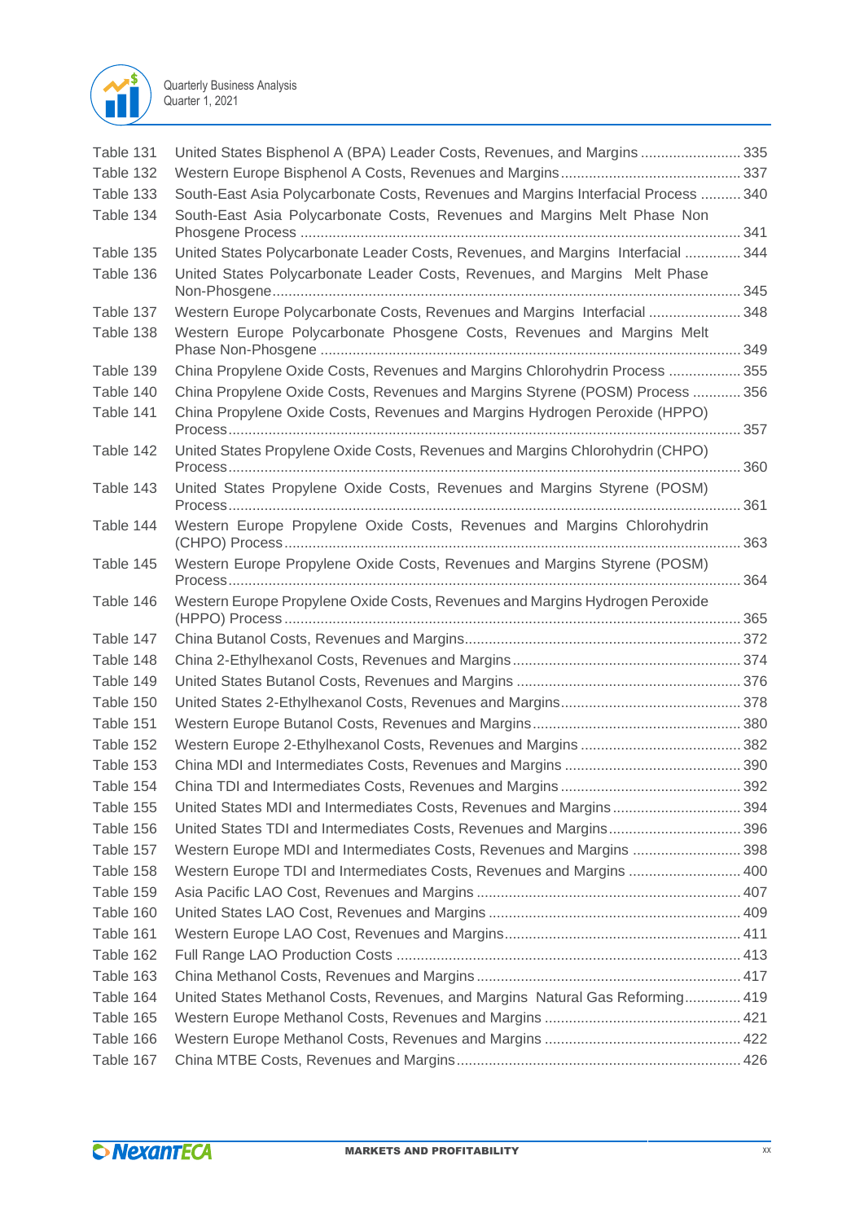| | | |
|---|---|---|
| Table 131 | United States Bisphenol A (BPA) Leader Costs, Revenues, and Margins | 335 |
| Table 132 | Western Europe Bisphenol A Costs, Revenues and Margins | 337 |
| Table 133 | South-East Asia Polycarbonate Costs, Revenues and Margins Interfacial Process | 340 |
| Table 134 | South-East Asia Polycarbonate Costs, Revenues and Margins Melt Phase Non Phosgene Process | 341 |
| Table 135 | United States Polycarbonate Leader Costs, Revenues, and Margins Interfacial | 344 |
| Table 136 | United States Polycarbonate Leader Costs, Revenues, and Margins Melt Phase Non-Phosgene | 345 |
| Table 137 | Western Europe Polycarbonate Costs, Revenues and Margins Interfacial | 348 |
| Table 138 | Western Europe Polycarbonate Phosgene Costs, Revenues and Margins Melt Phase Non-Phosgene | 349 |
| Table 139 | China Propylene Oxide Costs, Revenues and Margins Chlorohydrin Process | 355 |
| Table 140 | China Propylene Oxide Costs, Revenues and Margins Styrene (POSM) Process | 356 |
| Table 141 | China Propylene Oxide Costs, Revenues and Margins Hydrogen Peroxide (HPPO) Process | 357 |
| Table 142 | United States Propylene Oxide Costs, Revenues and Margins Chlorohydrin (CHPO) Process | 360 |
| Table 143 | United States Propylene Oxide Costs, Revenues and Margins Styrene (POSM) Process | 361 |
| Table 144 | Western Europe Propylene Oxide Costs, Revenues and Margins Chlorohydrin (CHPO) Process | 363 |
| Table 145 | Western Europe Propylene Oxide Costs, Revenues and Margins Styrene (POSM) Process | 364 |
| Table 146 | Western Europe Propylene Oxide Costs, Revenues and Margins Hydrogen Peroxide (HPPO) Process | 365 |
| Table 147 | China Butanol Costs, Revenues and Margins | 372 |
| Table 148 | China 2-Ethylhexanol Costs, Revenues and Margins | 374 |
| Table 149 | United States Butanol Costs, Revenues and Margins | 376 |
| Table 150 | United States 2-Ethylhexanol Costs, Revenues and Margins | 378 |
| Table 151 | Western Europe Butanol Costs, Revenues and Margins | 380 |
| Table 152 | Western Europe 2-Ethylhexanol Costs, Revenues and Margins | 382 |
| Table 153 | China MDI and Intermediates Costs, Revenues and Margins | 390 |
| Table 154 | China TDI and Intermediates Costs, Revenues and Margins | 392 |
| Table 155 | United States MDI and Intermediates Costs, Revenues and Margins | 394 |
| Table 156 | United States TDI and Intermediates Costs, Revenues and Margins | 396 |
| Table 157 | Western Europe MDI and Intermediates Costs, Revenues and Margins | 398 |
| Table 158 | Western Europe TDI and Intermediates Costs, Revenues and Margins | 400 |
| Table 159 | Asia Pacific LAO Cost, Revenues and Margins | 407 |
| Table 160 | United States LAO Cost, Revenues and Margins | 409 |
| Table 161 | Western Europe LAO Cost, Revenues and Margins | 411 |
| Table 162 | Full Range LAO Production Costs | 413 |
| Table 163 | China Methanol Costs, Revenues and Margins | 417 |
| Table 164 | United States Methanol Costs, Revenues, and Margins Natural Gas Reforming | 419 |
| Table 165 | Western Europe Methanol Costs, Revenues and Margins | 421 |
| Table 166 | Western Europe Methanol Costs, Revenues and Margins | 422 |
| Table 167 | China MTBE Costs, Revenues and Margins | 426 |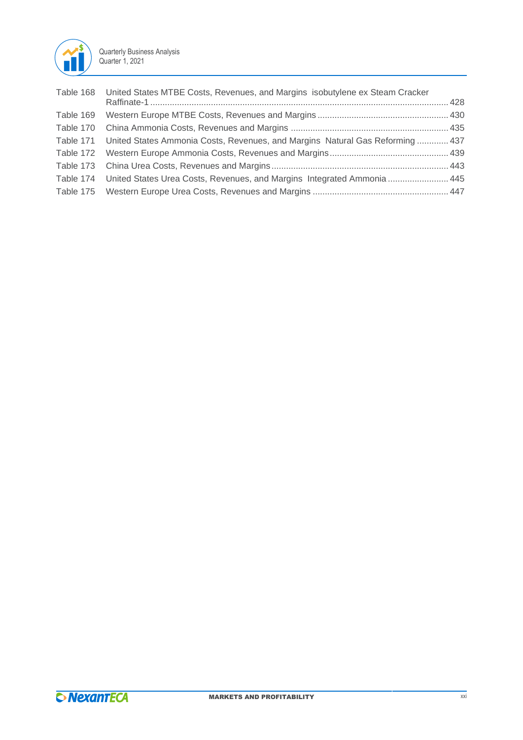Table 168 United States MTBE Costs, Revenues, and Margins isobutylene ex Steam Cracker Raffinate-1 .......... 428

Table 169 Western Europe MTBE Costs, Revenues and Margins .......... 430

Table 170 China Ammonia Costs, Revenues and Margins .......... 435

Table 171 United States Ammonia Costs, Revenues, and Margins Natural Gas Reforming .......... 437

Table 172 Western Europe Ammonia Costs, Revenues and Margins .......... 439

Table 173 China Urea Costs, Revenues and Margins .......... 443

Table 174 United States Urea Costs, Revenues, and Margins Integrated Ammonia .......... 445

Table 175 Western Europe Urea Costs, Revenues and Margins .......... 447